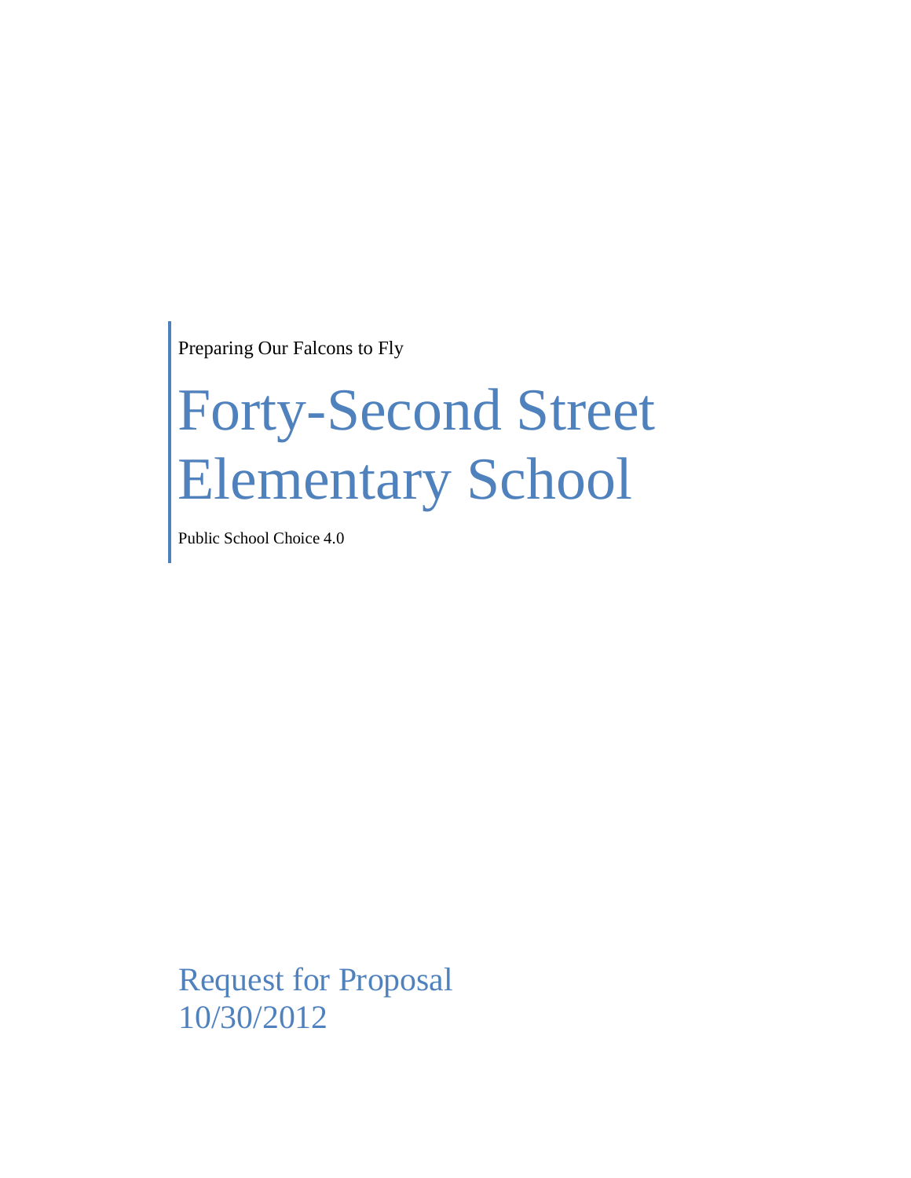Preparing Our Falcons to Fly

# Forty-Second Street Elementary School

Public School Choice 4.0

Request for Proposal
10/30/2012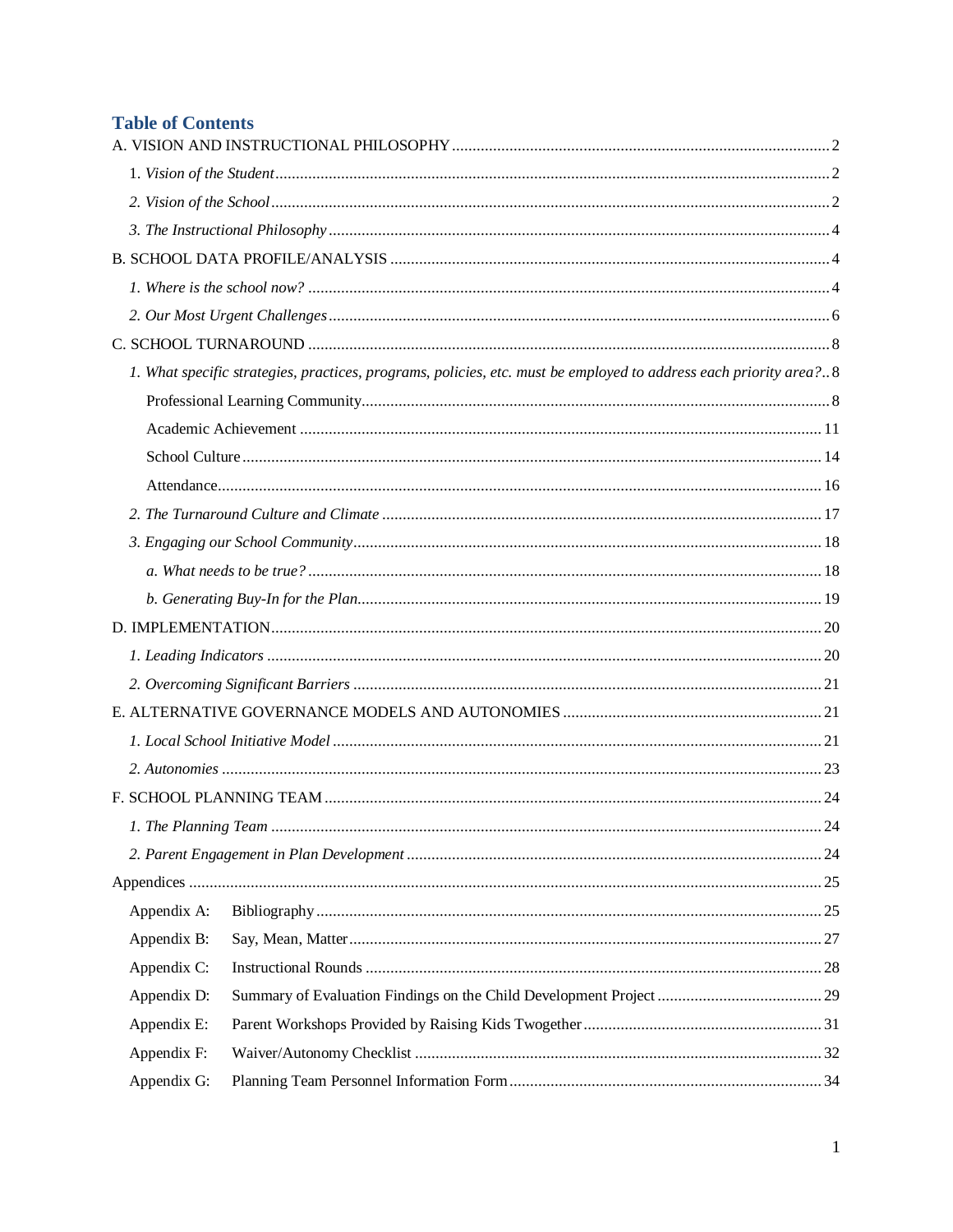## Table of Contents

A. VISION AND INSTRUCTIONAL PHILOSOPHY ........ 2

- 1. *Vision of the Student* ........ 2
- *2. Vision of the School* ........ 2
- *3. The Instructional Philosophy* ........ 4

B. SCHOOL DATA PROFILE/ANALYSIS ........ 4

- *1. Where is the school now?* ........ 4
- *2. Our Most Urgent Challenges* ........ 6

C. SCHOOL TURNAROUND ........ 8

- *1. What specific strategies, practices, programs, policies, etc. must be employed to address each priority area?* .. 8
  - Professional Learning Community ........ 8
  - Academic Achievement ........ 11
  - School Culture ........ 14
  - Attendance ........ 16
- *2. The Turnaround Culture and Climate* ........ 17
- *3. Engaging our School Community* ........ 18
  - *a. What needs to be true?* ........ 18
  - *b. Generating Buy-In for the Plan* ........ 19

D. IMPLEMENTATION ........ 20

- *1. Leading Indicators* ........ 20
- *2. Overcoming Significant Barriers* ........ 21

E. ALTERNATIVE GOVERNANCE MODELS AND AUTONOMIES ........ 21

- *1. Local School Initiative Model* ........ 21
- *2. Autonomies* ........ 23

F. SCHOOL PLANNING TEAM ........ 24

- *1. The Planning Team* ........ 24
- *2. Parent Engagement in Plan Development* ........ 24

Appendices ........ 25

- Appendix A: Bibliography ........ 25
- Appendix B: Say, Mean, Matter ........ 27
- Appendix C: Instructional Rounds ........ 28
- Appendix D: Summary of Evaluation Findings on the Child Development Project ........ 29
- Appendix E: Parent Workshops Provided by Raising Kids Twogether ........ 31
- Appendix F: Waiver/Autonomy Checklist ........ 32
- Appendix G: Planning Team Personnel Information Form ........ 34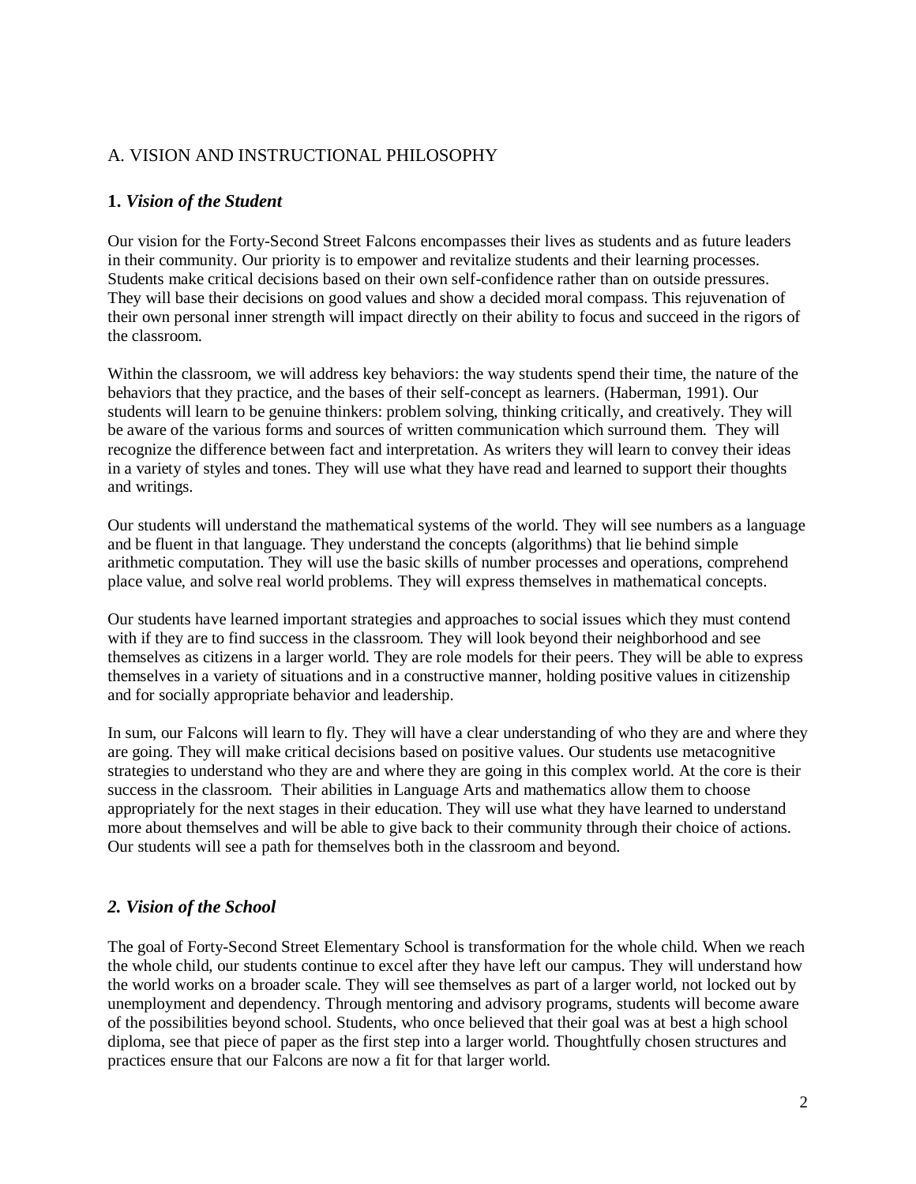## A. VISION AND INSTRUCTIONAL PHILOSOPHY

### 1. *Vision of the Student*

Our vision for the Forty-Second Street Falcons encompasses their lives as students and as future leaders in their community. Our priority is to empower and revitalize students and their learning processes. Students make critical decisions based on their own self-confidence rather than on outside pressures. They will base their decisions on good values and show a decided moral compass. This rejuvenation of their own personal inner strength will impact directly on their ability to focus and succeed in the rigors of the classroom.

Within the classroom, we will address key behaviors: the way students spend their time, the nature of the behaviors that they practice, and the bases of their self-concept as learners. (Haberman, 1991). Our students will learn to be genuine thinkers: problem solving, thinking critically, and creatively. They will be aware of the various forms and sources of written communication which surround them. They will recognize the difference between fact and interpretation. As writers they will learn to convey their ideas in a variety of styles and tones. They will use what they have read and learned to support their thoughts and writings.

Our students will understand the mathematical systems of the world. They will see numbers as a language and be fluent in that language. They understand the concepts (algorithms) that lie behind simple arithmetic computation. They will use the basic skills of number processes and operations, comprehend place value, and solve real world problems. They will express themselves in mathematical concepts.

Our students have learned important strategies and approaches to social issues which they must contend with if they are to find success in the classroom. They will look beyond their neighborhood and see themselves as citizens in a larger world. They are role models for their peers. They will be able to express themselves in a variety of situations and in a constructive manner, holding positive values in citizenship and for socially appropriate behavior and leadership.

In sum, our Falcons will learn to fly. They will have a clear understanding of who they are and where they are going. They will make critical decisions based on positive values. Our students use metacognitive strategies to understand who they are and where they are going in this complex world. At the core is their success in the classroom. Their abilities in Language Arts and mathematics allow them to choose appropriately for the next stages in their education. They will use what they have learned to understand more about themselves and will be able to give back to their community through their choice of actions. Our students will see a path for themselves both in the classroom and beyond.

### *2. Vision of the School*

The goal of Forty-Second Street Elementary School is transformation for the whole child. When we reach the whole child, our students continue to excel after they have left our campus. They will understand how the world works on a broader scale. They will see themselves as part of a larger world, not locked out by unemployment and dependency. Through mentoring and advisory programs, students will become aware of the possibilities beyond school. Students, who once believed that their goal was at best a high school diploma, see that piece of paper as the first step into a larger world. Thoughtfully chosen structures and practices ensure that our Falcons are now a fit for that larger world.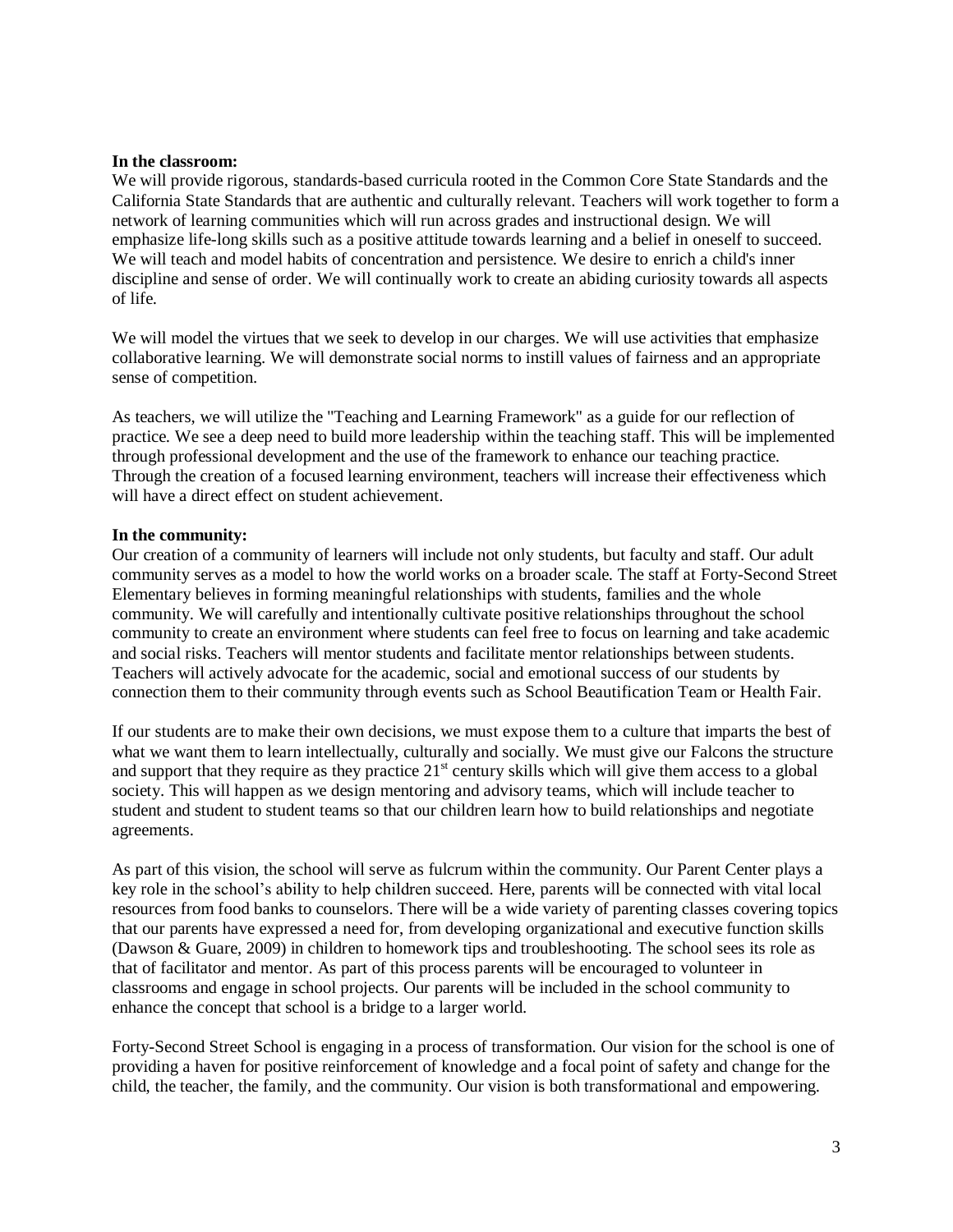**In the classroom:**
We will provide rigorous, standards-based curricula rooted in the Common Core State Standards and the California State Standards that are authentic and culturally relevant. Teachers will work together to form a network of learning communities which will run across grades and instructional design. We will emphasize life-long skills such as a positive attitude towards learning and a belief in oneself to succeed. We will teach and model habits of concentration and persistence. We desire to enrich a child's inner discipline and sense of order. We will continually work to create an abiding curiosity towards all aspects of life.

We will model the virtues that we seek to develop in our charges. We will use activities that emphasize collaborative learning. We will demonstrate social norms to instill values of fairness and an appropriate sense of competition.

As teachers, we will utilize the "Teaching and Learning Framework" as a guide for our reflection of practice. We see a deep need to build more leadership within the teaching staff. This will be implemented through professional development and the use of the framework to enhance our teaching practice. Through the creation of a focused learning environment, teachers will increase their effectiveness which will have a direct effect on student achievement.

**In the community:**
Our creation of a community of learners will include not only students, but faculty and staff. Our adult community serves as a model to how the world works on a broader scale. The staff at Forty-Second Street Elementary believes in forming meaningful relationships with students, families and the whole community. We will carefully and intentionally cultivate positive relationships throughout the school community to create an environment where students can feel free to focus on learning and take academic and social risks. Teachers will mentor students and facilitate mentor relationships between students. Teachers will actively advocate for the academic, social and emotional success of our students by connection them to their community through events such as School Beautification Team or Health Fair.

If our students are to make their own decisions, we must expose them to a culture that imparts the best of what we want them to learn intellectually, culturally and socially. We must give our Falcons the structure and support that they require as they practice 21st century skills which will give them access to a global society. This will happen as we design mentoring and advisory teams, which will include teacher to student and student to student teams so that our children learn how to build relationships and negotiate agreements.

As part of this vision, the school will serve as fulcrum within the community. Our Parent Center plays a key role in the school's ability to help children succeed. Here, parents will be connected with vital local resources from food banks to counselors. There will be a wide variety of parenting classes covering topics that our parents have expressed a need for, from developing organizational and executive function skills (Dawson & Guare, 2009) in children to homework tips and troubleshooting. The school sees its role as that of facilitator and mentor. As part of this process parents will be encouraged to volunteer in classrooms and engage in school projects. Our parents will be included in the school community to enhance the concept that school is a bridge to a larger world.

Forty-Second Street School is engaging in a process of transformation. Our vision for the school is one of providing a haven for positive reinforcement of knowledge and a focal point of safety and change for the child, the teacher, the family, and the community. Our vision is both transformational and empowering.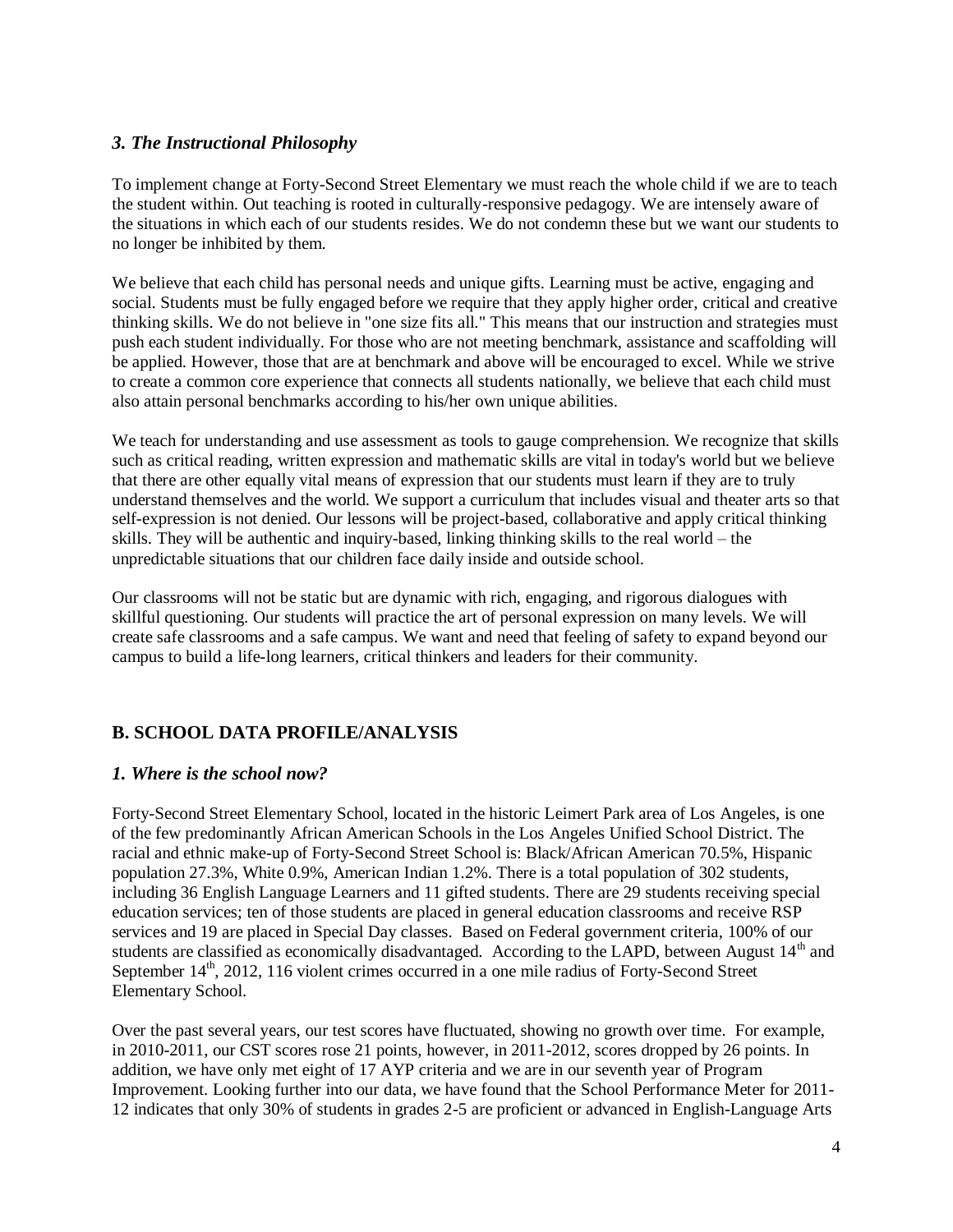### *3. The Instructional Philosophy*

To implement change at Forty-Second Street Elementary we must reach the whole child if we are to teach the student within. Out teaching is rooted in culturally-responsive pedagogy. We are intensely aware of the situations in which each of our students resides. We do not condemn these but we want our students to no longer be inhibited by them.

We believe that each child has personal needs and unique gifts. Learning must be active, engaging and social. Students must be fully engaged before we require that they apply higher order, critical and creative thinking skills. We do not believe in "one size fits all." This means that our instruction and strategies must push each student individually. For those who are not meeting benchmark, assistance and scaffolding will be applied. However, those that are at benchmark and above will be encouraged to excel. While we strive to create a common core experience that connects all students nationally, we believe that each child must also attain personal benchmarks according to his/her own unique abilities.

We teach for understanding and use assessment as tools to gauge comprehension. We recognize that skills such as critical reading, written expression and mathematic skills are vital in today's world but we believe that there are other equally vital means of expression that our students must learn if they are to truly understand themselves and the world. We support a curriculum that includes visual and theater arts so that self-expression is not denied. Our lessons will be project-based, collaborative and apply critical thinking skills. They will be authentic and inquiry-based, linking thinking skills to the real world – the unpredictable situations that our children face daily inside and outside school.

Our classrooms will not be static but are dynamic with rich, engaging, and rigorous dialogues with skillful questioning. Our students will practice the art of personal expression on many levels. We will create safe classrooms and a safe campus. We want and need that feeling of safety to expand beyond our campus to build a life-long learners, critical thinkers and leaders for their community.

## B. SCHOOL DATA PROFILE/ANALYSIS

### *1. Where is the school now?*

Forty-Second Street Elementary School, located in the historic Leimert Park area of Los Angeles, is one of the few predominantly African American Schools in the Los Angeles Unified School District. The racial and ethnic make-up of Forty-Second Street School is: Black/African American 70.5%, Hispanic population 27.3%, White 0.9%, American Indian 1.2%. There is a total population of 302 students, including 36 English Language Learners and 11 gifted students. There are 29 students receiving special education services; ten of those students are placed in general education classrooms and receive RSP services and 19 are placed in Special Day classes. Based on Federal government criteria, 100% of our students are classified as economically disadvantaged. According to the LAPD, between August 14th and September 14th, 2012, 116 violent crimes occurred in a one mile radius of Forty-Second Street Elementary School.

Over the past several years, our test scores have fluctuated, showing no growth over time. For example, in 2010-2011, our CST scores rose 21 points, however, in 2011-2012, scores dropped by 26 points. In addition, we have only met eight of 17 AYP criteria and we are in our seventh year of Program Improvement. Looking further into our data, we have found that the School Performance Meter for 2011-12 indicates that only 30% of students in grades 2-5 are proficient or advanced in English-Language Arts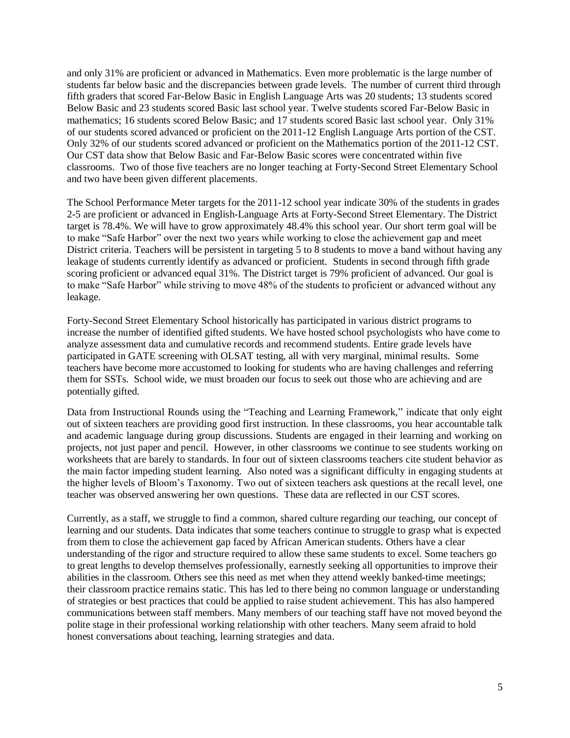and only 31% are proficient or advanced in Mathematics. Even more problematic is the large number of students far below basic and the discrepancies between grade levels. The number of current third through fifth graders that scored Far-Below Basic in English Language Arts was 20 students; 13 students scored Below Basic and 23 students scored Basic last school year. Twelve students scored Far-Below Basic in mathematics; 16 students scored Below Basic; and 17 students scored Basic last school year. Only 31% of our students scored advanced or proficient on the 2011-12 English Language Arts portion of the CST. Only 32% of our students scored advanced or proficient on the Mathematics portion of the 2011-12 CST. Our CST data show that Below Basic and Far-Below Basic scores were concentrated within five classrooms. Two of those five teachers are no longer teaching at Forty-Second Street Elementary School and two have been given different placements.

The School Performance Meter targets for the 2011-12 school year indicate 30% of the students in grades 2-5 are proficient or advanced in English-Language Arts at Forty-Second Street Elementary. The District target is 78.4%. We will have to grow approximately 48.4% this school year. Our short term goal will be to make "Safe Harbor" over the next two years while working to close the achievement gap and meet District criteria. Teachers will be persistent in targeting 5 to 8 students to move a band without having any leakage of students currently identify as advanced or proficient. Students in second through fifth grade scoring proficient or advanced equal 31%. The District target is 79% proficient of advanced. Our goal is to make "Safe Harbor" while striving to move 48% of the students to proficient or advanced without any leakage.

Forty-Second Street Elementary School historically has participated in various district programs to increase the number of identified gifted students. We have hosted school psychologists who have come to analyze assessment data and cumulative records and recommend students. Entire grade levels have participated in GATE screening with OLSAT testing, all with very marginal, minimal results. Some teachers have become more accustomed to looking for students who are having challenges and referring them for SSTs. School wide, we must broaden our focus to seek out those who are achieving and are potentially gifted.

Data from Instructional Rounds using the "Teaching and Learning Framework," indicate that only eight out of sixteen teachers are providing good first instruction. In these classrooms, you hear accountable talk and academic language during group discussions. Students are engaged in their learning and working on projects, not just paper and pencil. However, in other classrooms we continue to see students working on worksheets that are barely to standards. In four out of sixteen classrooms teachers cite student behavior as the main factor impeding student learning. Also noted was a significant difficulty in engaging students at the higher levels of Bloom's Taxonomy. Two out of sixteen teachers ask questions at the recall level, one teacher was observed answering her own questions. These data are reflected in our CST scores.

Currently, as a staff, we struggle to find a common, shared culture regarding our teaching, our concept of learning and our students. Data indicates that some teachers continue to struggle to grasp what is expected from them to close the achievement gap faced by African American students. Others have a clear understanding of the rigor and structure required to allow these same students to excel. Some teachers go to great lengths to develop themselves professionally, earnestly seeking all opportunities to improve their abilities in the classroom. Others see this need as met when they attend weekly banked-time meetings; their classroom practice remains static. This has led to there being no common language or understanding of strategies or best practices that could be applied to raise student achievement. This has also hampered communications between staff members. Many members of our teaching staff have not moved beyond the polite stage in their professional working relationship with other teachers. Many seem afraid to hold honest conversations about teaching, learning strategies and data.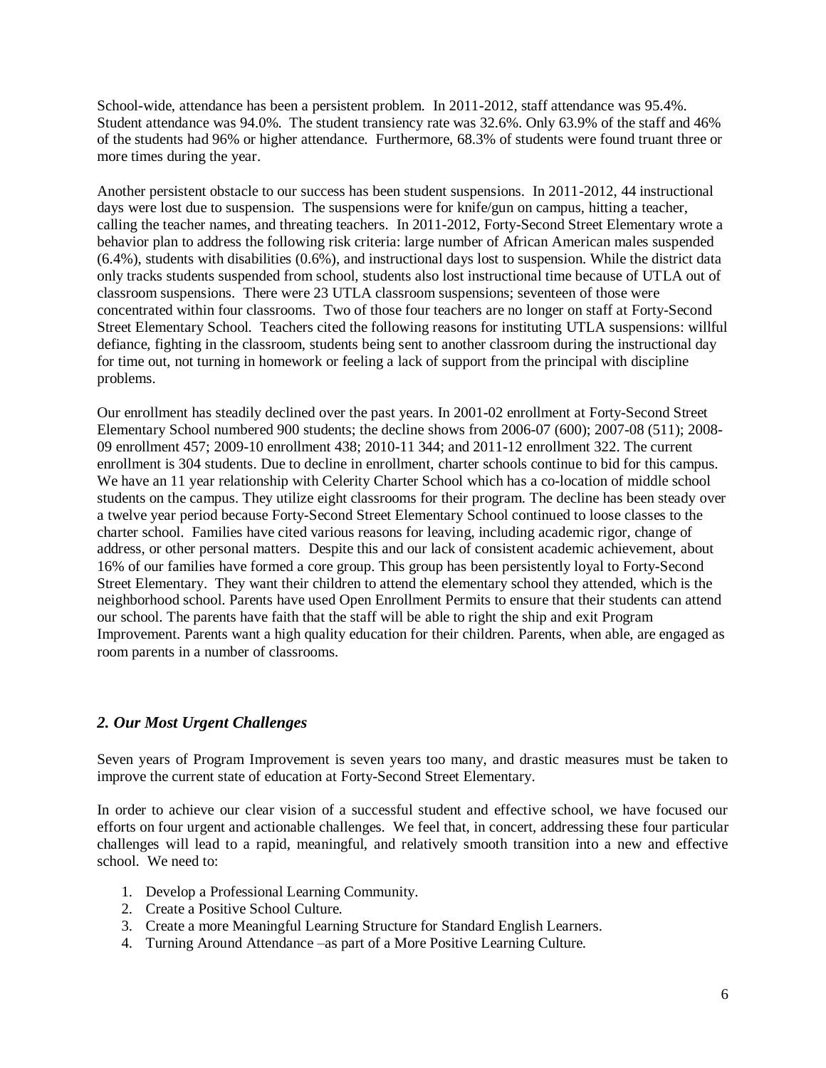School-wide, attendance has been a persistent problem. In 2011-2012, staff attendance was 95.4%. Student attendance was 94.0%. The student transiency rate was 32.6%. Only 63.9% of the staff and 46% of the students had 96% or higher attendance. Furthermore, 68.3% of students were found truant three or more times during the year.

Another persistent obstacle to our success has been student suspensions. In 2011-2012, 44 instructional days were lost due to suspension. The suspensions were for knife/gun on campus, hitting a teacher, calling the teacher names, and threating teachers. In 2011-2012, Forty-Second Street Elementary wrote a behavior plan to address the following risk criteria: large number of African American males suspended (6.4%), students with disabilities (0.6%), and instructional days lost to suspension. While the district data only tracks students suspended from school, students also lost instructional time because of UTLA out of classroom suspensions. There were 23 UTLA classroom suspensions; seventeen of those were concentrated within four classrooms. Two of those four teachers are no longer on staff at Forty-Second Street Elementary School. Teachers cited the following reasons for instituting UTLA suspensions: willful defiance, fighting in the classroom, students being sent to another classroom during the instructional day for time out, not turning in homework or feeling a lack of support from the principal with discipline problems.

Our enrollment has steadily declined over the past years. In 2001-02 enrollment at Forty-Second Street Elementary School numbered 900 students; the decline shows from 2006-07 (600); 2007-08 (511); 2008-09 enrollment 457; 2009-10 enrollment 438; 2010-11 344; and 2011-12 enrollment 322. The current enrollment is 304 students. Due to decline in enrollment, charter schools continue to bid for this campus. We have an 11 year relationship with Celerity Charter School which has a co-location of middle school students on the campus. They utilize eight classrooms for their program. The decline has been steady over a twelve year period because Forty-Second Street Elementary School continued to loose classes to the charter school. Families have cited various reasons for leaving, including academic rigor, change of address, or other personal matters. Despite this and our lack of consistent academic achievement, about 16% of our families have formed a core group. This group has been persistently loyal to Forty-Second Street Elementary. They want their children to attend the elementary school they attended, which is the neighborhood school. Parents have used Open Enrollment Permits to ensure that their students can attend our school. The parents have faith that the staff will be able to right the ship and exit Program Improvement. Parents want a high quality education for their children. Parents, when able, are engaged as room parents in a number of classrooms.

## *2. Our Most Urgent Challenges*

Seven years of Program Improvement is seven years too many, and drastic measures must be taken to improve the current state of education at Forty-Second Street Elementary.

In order to achieve our clear vision of a successful student and effective school, we have focused our efforts on four urgent and actionable challenges. We feel that, in concert, addressing these four particular challenges will lead to a rapid, meaningful, and relatively smooth transition into a new and effective school. We need to:

1. Develop a Professional Learning Community.
2. Create a Positive School Culture.
3. Create a more Meaningful Learning Structure for Standard English Learners.
4. Turning Around Attendance –as part of a More Positive Learning Culture.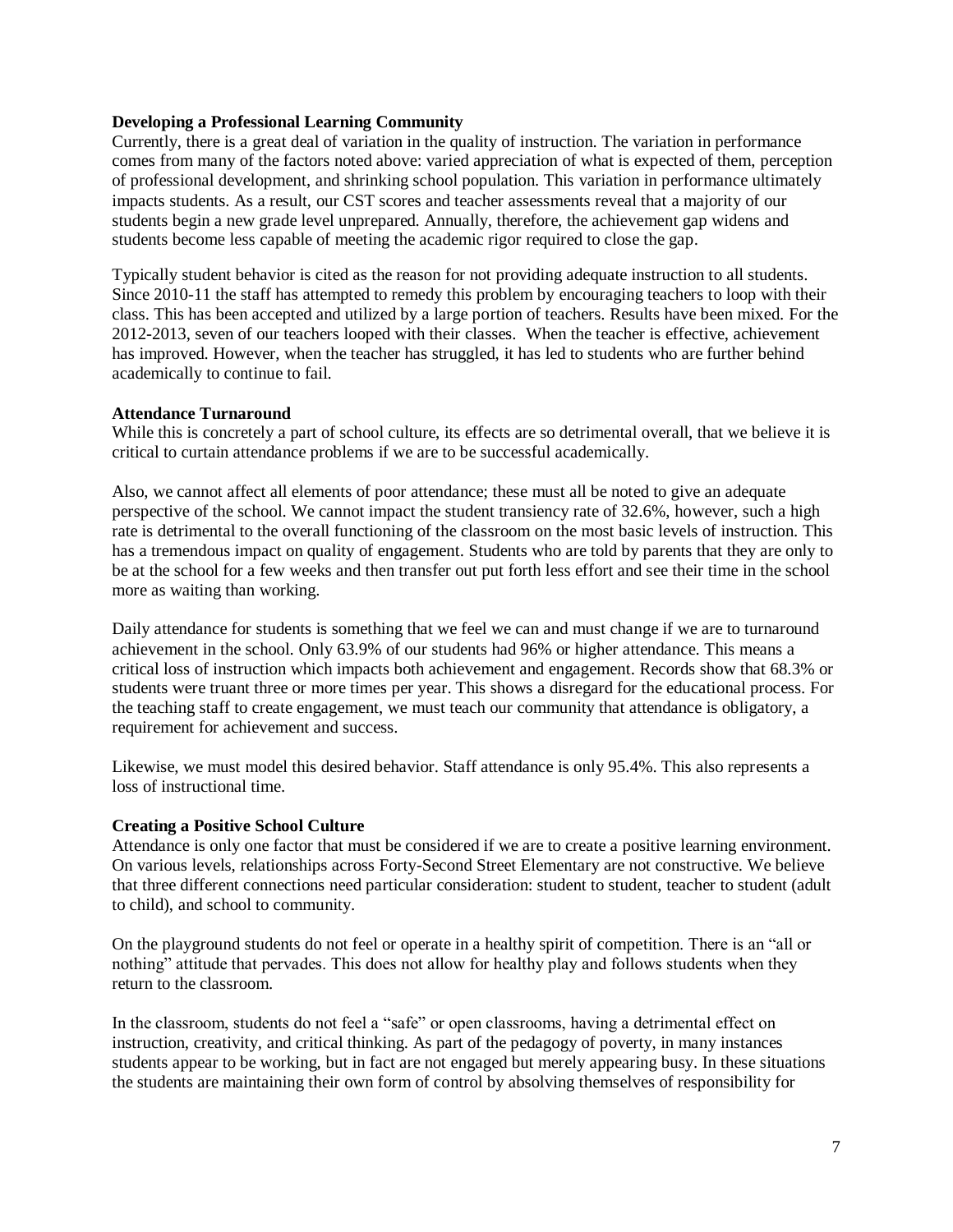**Developing a Professional Learning Community**

Currently, there is a great deal of variation in the quality of instruction. The variation in performance comes from many of the factors noted above: varied appreciation of what is expected of them, perception of professional development, and shrinking school population. This variation in performance ultimately impacts students. As a result, our CST scores and teacher assessments reveal that a majority of our students begin a new grade level unprepared. Annually, therefore, the achievement gap widens and students become less capable of meeting the academic rigor required to close the gap.

Typically student behavior is cited as the reason for not providing adequate instruction to all students. Since 2010-11 the staff has attempted to remedy this problem by encouraging teachers to loop with their class. This has been accepted and utilized by a large portion of teachers. Results have been mixed. For the 2012-2013, seven of our teachers looped with their classes. When the teacher is effective, achievement has improved. However, when the teacher has struggled, it has led to students who are further behind academically to continue to fail.

**Attendance Turnaround**

While this is concretely a part of school culture, its effects are so detrimental overall, that we believe it is critical to curtain attendance problems if we are to be successful academically.

Also, we cannot affect all elements of poor attendance; these must all be noted to give an adequate perspective of the school. We cannot impact the student transiency rate of 32.6%, however, such a high rate is detrimental to the overall functioning of the classroom on the most basic levels of instruction. This has a tremendous impact on quality of engagement. Students who are told by parents that they are only to be at the school for a few weeks and then transfer out put forth less effort and see their time in the school more as waiting than working.

Daily attendance for students is something that we feel we can and must change if we are to turnaround achievement in the school. Only 63.9% of our students had 96% or higher attendance. This means a critical loss of instruction which impacts both achievement and engagement. Records show that 68.3% or students were truant three or more times per year. This shows a disregard for the educational process. For the teaching staff to create engagement, we must teach our community that attendance is obligatory, a requirement for achievement and success.

Likewise, we must model this desired behavior. Staff attendance is only 95.4%. This also represents a loss of instructional time.

**Creating a Positive School Culture**

Attendance is only one factor that must be considered if we are to create a positive learning environment. On various levels, relationships across Forty-Second Street Elementary are not constructive. We believe that three different connections need particular consideration: student to student, teacher to student (adult to child), and school to community.

On the playground students do not feel or operate in a healthy spirit of competition. There is an "all or nothing" attitude that pervades. This does not allow for healthy play and follows students when they return to the classroom.

In the classroom, students do not feel a "safe" or open classrooms, having a detrimental effect on instruction, creativity, and critical thinking. As part of the pedagogy of poverty, in many instances students appear to be working, but in fact are not engaged but merely appearing busy. In these situations the students are maintaining their own form of control by absolving themselves of responsibility for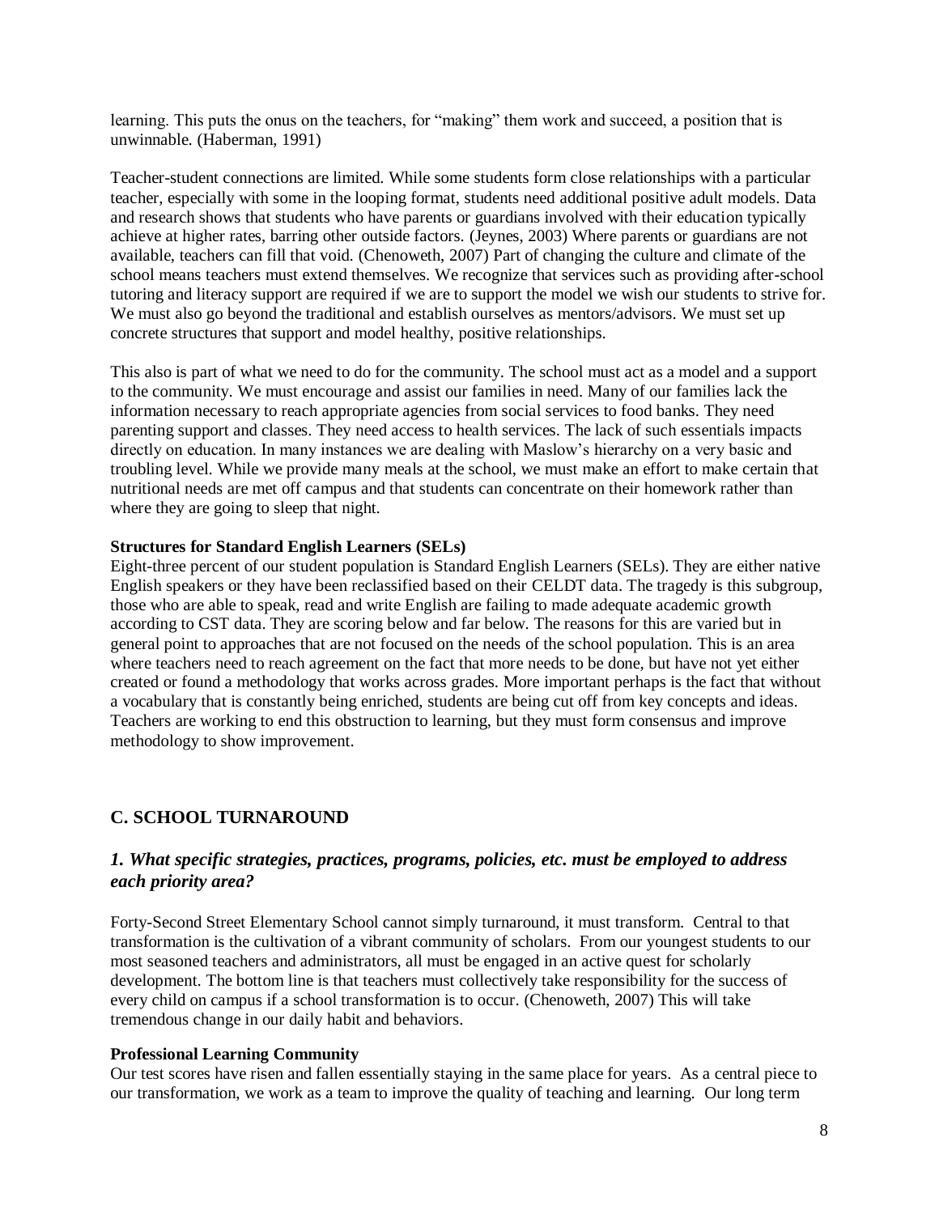learning. This puts the onus on the teachers, for "making" them work and succeed, a position that is unwinnable. (Haberman, 1991)

Teacher-student connections are limited. While some students form close relationships with a particular teacher, especially with some in the looping format, students need additional positive adult models. Data and research shows that students who have parents or guardians involved with their education typically achieve at higher rates, barring other outside factors. (Jeynes, 2003) Where parents or guardians are not available, teachers can fill that void. (Chenoweth, 2007) Part of changing the culture and climate of the school means teachers must extend themselves. We recognize that services such as providing after-school tutoring and literacy support are required if we are to support the model we wish our students to strive for. We must also go beyond the traditional and establish ourselves as mentors/advisors. We must set up concrete structures that support and model healthy, positive relationships.

This also is part of what we need to do for the community. The school must act as a model and a support to the community. We must encourage and assist our families in need. Many of our families lack the information necessary to reach appropriate agencies from social services to food banks. They need parenting support and classes. They need access to health services. The lack of such essentials impacts directly on education. In many instances we are dealing with Maslow's hierarchy on a very basic and troubling level. While we provide many meals at the school, we must make an effort to make certain that nutritional needs are met off campus and that students can concentrate on their homework rather than where they are going to sleep that night.

**Structures for Standard English Learners (SELs)**

Eight-three percent of our student population is Standard English Learners (SELs). They are either native English speakers or they have been reclassified based on their CELDT data. The tragedy is this subgroup, those who are able to speak, read and write English are failing to made adequate academic growth according to CST data. They are scoring below and far below. The reasons for this are varied but in general point to approaches that are not focused on the needs of the school population. This is an area where teachers need to reach agreement on the fact that more needs to be done, but have not yet either created or found a methodology that works across grades. More important perhaps is the fact that without a vocabulary that is constantly being enriched, students are being cut off from key concepts and ideas. Teachers are working to end this obstruction to learning, but they must form consensus and improve methodology to show improvement.

## C. SCHOOL TURNAROUND

### *1. What specific strategies, practices, programs, policies, etc. must be employed to address each priority area?*

Forty-Second Street Elementary School cannot simply turnaround, it must transform. Central to that transformation is the cultivation of a vibrant community of scholars. From our youngest students to our most seasoned teachers and administrators, all must be engaged in an active quest for scholarly development. The bottom line is that teachers must collectively take responsibility for the success of every child on campus if a school transformation is to occur. (Chenoweth, 2007) This will take tremendous change in our daily habit and behaviors.

**Professional Learning Community**

Our test scores have risen and fallen essentially staying in the same place for years. As a central piece to our transformation, we work as a team to improve the quality of teaching and learning. Our long term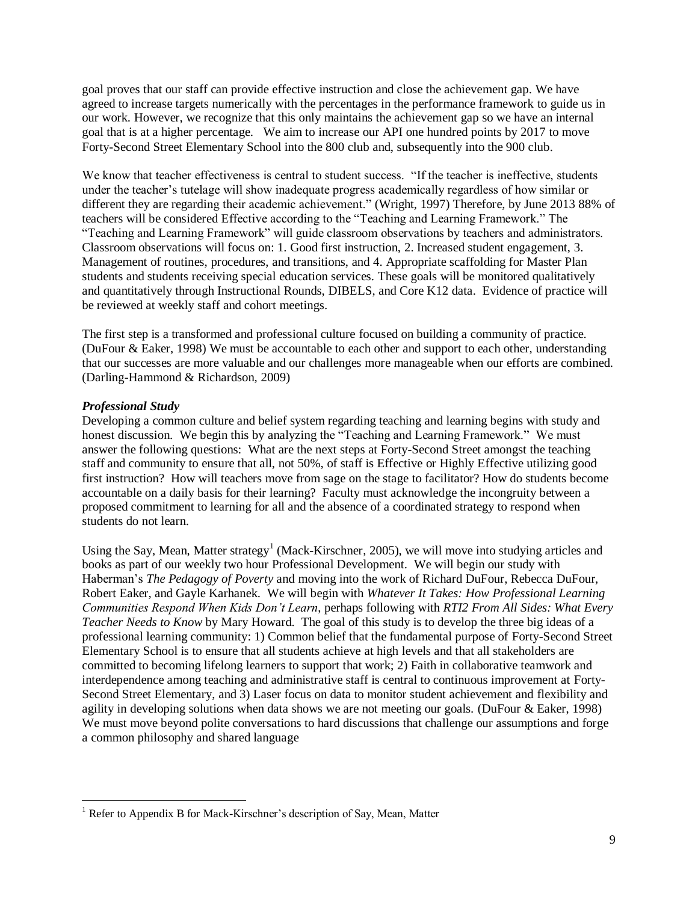goal proves that our staff can provide effective instruction and close the achievement gap. We have agreed to increase targets numerically with the percentages in the performance framework to guide us in our work. However, we recognize that this only maintains the achievement gap so we have an internal goal that is at a higher percentage. We aim to increase our API one hundred points by 2017 to move Forty-Second Street Elementary School into the 800 club and, subsequently into the 900 club.

We know that teacher effectiveness is central to student success. "If the teacher is ineffective, students under the teacher's tutelage will show inadequate progress academically regardless of how similar or different they are regarding their academic achievement." (Wright, 1997) Therefore, by June 2013 88% of teachers will be considered Effective according to the "Teaching and Learning Framework." The "Teaching and Learning Framework" will guide classroom observations by teachers and administrators. Classroom observations will focus on: 1. Good first instruction, 2. Increased student engagement, 3. Management of routines, procedures, and transitions, and 4. Appropriate scaffolding for Master Plan students and students receiving special education services. These goals will be monitored qualitatively and quantitatively through Instructional Rounds, DIBELS, and Core K12 data. Evidence of practice will be reviewed at weekly staff and cohort meetings.

The first step is a transformed and professional culture focused on building a community of practice. (DuFour & Eaker, 1998) We must be accountable to each other and support to each other, understanding that our successes are more valuable and our challenges more manageable when our efforts are combined. (Darling-Hammond & Richardson, 2009)

***Professional Study***

Developing a common culture and belief system regarding teaching and learning begins with study and honest discussion. We begin this by analyzing the "Teaching and Learning Framework." We must answer the following questions: What are the next steps at Forty-Second Street amongst the teaching staff and community to ensure that all, not 50%, of staff is Effective or Highly Effective utilizing good first instruction? How will teachers move from sage on the stage to facilitator? How do students become accountable on a daily basis for their learning? Faculty must acknowledge the incongruity between a proposed commitment to learning for all and the absence of a coordinated strategy to respond when students do not learn.

Using the Say, Mean, Matter strategy[1] (Mack-Kirschner, 2005), we will move into studying articles and books as part of our weekly two hour Professional Development. We will begin our study with Haberman's *The Pedagogy of Poverty* and moving into the work of Richard DuFour, Rebecca DuFour, Robert Eaker, and Gayle Karhanek. We will begin with *Whatever It Takes: How Professional Learning Communities Respond When Kids Don't Learn*, perhaps following with *RTI2 From All Sides: What Every Teacher Needs to Know* by Mary Howard. The goal of this study is to develop the three big ideas of a professional learning community: 1) Common belief that the fundamental purpose of Forty-Second Street Elementary School is to ensure that all students achieve at high levels and that all stakeholders are committed to becoming lifelong learners to support that work; 2) Faith in collaborative teamwork and interdependence among teaching and administrative staff is central to continuous improvement at Forty-Second Street Elementary, and 3) Laser focus on data to monitor student achievement and flexibility and agility in developing solutions when data shows we are not meeting our goals. (DuFour & Eaker, 1998) We must move beyond polite conversations to hard discussions that challenge our assumptions and forge a common philosophy and shared language

[1] Refer to Appendix B for Mack-Kirschner's description of Say, Mean, Matter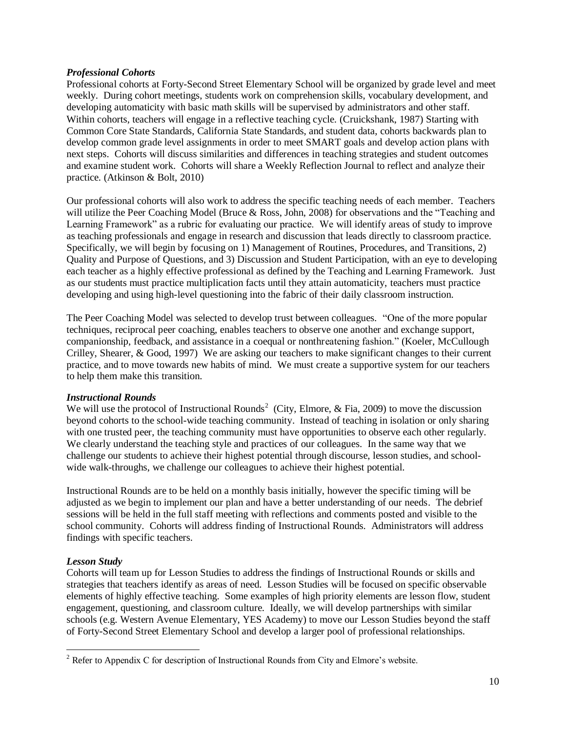***Professional Cohorts***

Professional cohorts at Forty-Second Street Elementary School will be organized by grade level and meet weekly. During cohort meetings, students work on comprehension skills, vocabulary development, and developing automaticity with basic math skills will be supervised by administrators and other staff. Within cohorts, teachers will engage in a reflective teaching cycle. (Cruickshank, 1987) Starting with Common Core State Standards, California State Standards, and student data, cohorts backwards plan to develop common grade level assignments in order to meet SMART goals and develop action plans with next steps. Cohorts will discuss similarities and differences in teaching strategies and student outcomes and examine student work. Cohorts will share a Weekly Reflection Journal to reflect and analyze their practice. (Atkinson & Bolt, 2010)

Our professional cohorts will also work to address the specific teaching needs of each member. Teachers will utilize the Peer Coaching Model (Bruce & Ross, John, 2008) for observations and the "Teaching and Learning Framework" as a rubric for evaluating our practice. We will identify areas of study to improve as teaching professionals and engage in research and discussion that leads directly to classroom practice. Specifically, we will begin by focusing on 1) Management of Routines, Procedures, and Transitions, 2) Quality and Purpose of Questions, and 3) Discussion and Student Participation, with an eye to developing each teacher as a highly effective professional as defined by the Teaching and Learning Framework. Just as our students must practice multiplication facts until they attain automaticity, teachers must practice developing and using high-level questioning into the fabric of their daily classroom instruction.

The Peer Coaching Model was selected to develop trust between colleagues. "One of the more popular techniques, reciprocal peer coaching, enables teachers to observe one another and exchange support, companionship, feedback, and assistance in a coequal or nonthreatening fashion." (Koeler, McCullough Crilley, Shearer, & Good, 1997) We are asking our teachers to make significant changes to their current practice, and to move towards new habits of mind. We must create a supportive system for our teachers to help them make this transition.

***Instructional Rounds***

We will use the protocol of Instructional Rounds[2] (City, Elmore, & Fia, 2009) to move the discussion beyond cohorts to the school-wide teaching community. Instead of teaching in isolation or only sharing with one trusted peer, the teaching community must have opportunities to observe each other regularly. We clearly understand the teaching style and practices of our colleagues. In the same way that we challenge our students to achieve their highest potential through discourse, lesson studies, and school-wide walk-throughs, we challenge our colleagues to achieve their highest potential.

Instructional Rounds are to be held on a monthly basis initially, however the specific timing will be adjusted as we begin to implement our plan and have a better understanding of our needs. The debrief sessions will be held in the full staff meeting with reflections and comments posted and visible to the school community. Cohorts will address finding of Instructional Rounds. Administrators will address findings with specific teachers.

***Lesson Study***

Cohorts will team up for Lesson Studies to address the findings of Instructional Rounds or skills and strategies that teachers identify as areas of need. Lesson Studies will be focused on specific observable elements of highly effective teaching. Some examples of high priority elements are lesson flow, student engagement, questioning, and classroom culture. Ideally, we will develop partnerships with similar schools (e.g. Western Avenue Elementary, YES Academy) to move our Lesson Studies beyond the staff of Forty-Second Street Elementary School and develop a larger pool of professional relationships.

[2] Refer to Appendix C for description of Instructional Rounds from City and Elmore's website.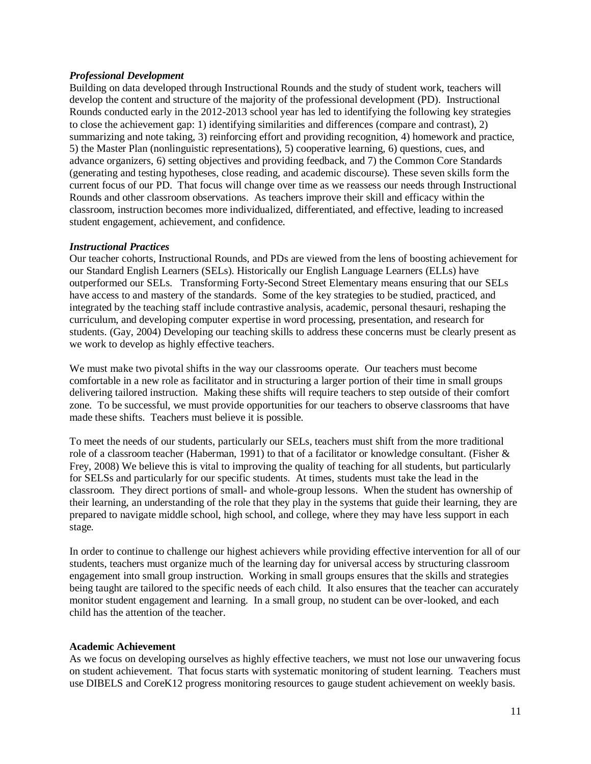*Professional Development*

Building on data developed through Instructional Rounds and the study of student work, teachers will develop the content and structure of the majority of the professional development (PD). Instructional Rounds conducted early in the 2012-2013 school year has led to identifying the following key strategies to close the achievement gap: 1) identifying similarities and differences (compare and contrast), 2) summarizing and note taking, 3) reinforcing effort and providing recognition, 4) homework and practice, 5) the Master Plan (nonlinguistic representations), 5) cooperative learning, 6) questions, cues, and advance organizers, 6) setting objectives and providing feedback, and 7) the Common Core Standards (generating and testing hypotheses, close reading, and academic discourse). These seven skills form the current focus of our PD. That focus will change over time as we reassess our needs through Instructional Rounds and other classroom observations. As teachers improve their skill and efficacy within the classroom, instruction becomes more individualized, differentiated, and effective, leading to increased student engagement, achievement, and confidence.

*Instructional Practices*

Our teacher cohorts, Instructional Rounds, and PDs are viewed from the lens of boosting achievement for our Standard English Learners (SELs). Historically our English Language Learners (ELLs) have outperformed our SELs. Transforming Forty-Second Street Elementary means ensuring that our SELs have access to and mastery of the standards. Some of the key strategies to be studied, practiced, and integrated by the teaching staff include contrastive analysis, academic, personal thesauri, reshaping the curriculum, and developing computer expertise in word processing, presentation, and research for students. (Gay, 2004) Developing our teaching skills to address these concerns must be clearly present as we work to develop as highly effective teachers.

We must make two pivotal shifts in the way our classrooms operate. Our teachers must become comfortable in a new role as facilitator and in structuring a larger portion of their time in small groups delivering tailored instruction. Making these shifts will require teachers to step outside of their comfort zone. To be successful, we must provide opportunities for our teachers to observe classrooms that have made these shifts. Teachers must believe it is possible.

To meet the needs of our students, particularly our SELs, teachers must shift from the more traditional role of a classroom teacher (Haberman, 1991) to that of a facilitator or knowledge consultant. (Fisher & Frey, 2008) We believe this is vital to improving the quality of teaching for all students, but particularly for SELSs and particularly for our specific students. At times, students must take the lead in the classroom. They direct portions of small- and whole-group lessons. When the student has ownership of their learning, an understanding of the role that they play in the systems that guide their learning, they are prepared to navigate middle school, high school, and college, where they may have less support in each stage.

In order to continue to challenge our highest achievers while providing effective intervention for all of our students, teachers must organize much of the learning day for universal access by structuring classroom engagement into small group instruction. Working in small groups ensures that the skills and strategies being taught are tailored to the specific needs of each child. It also ensures that the teacher can accurately monitor student engagement and learning. In a small group, no student can be over-looked, and each child has the attention of the teacher.

**Academic Achievement**

As we focus on developing ourselves as highly effective teachers, we must not lose our unwavering focus on student achievement. That focus starts with systematic monitoring of student learning. Teachers must use DIBELS and CoreK12 progress monitoring resources to gauge student achievement on weekly basis.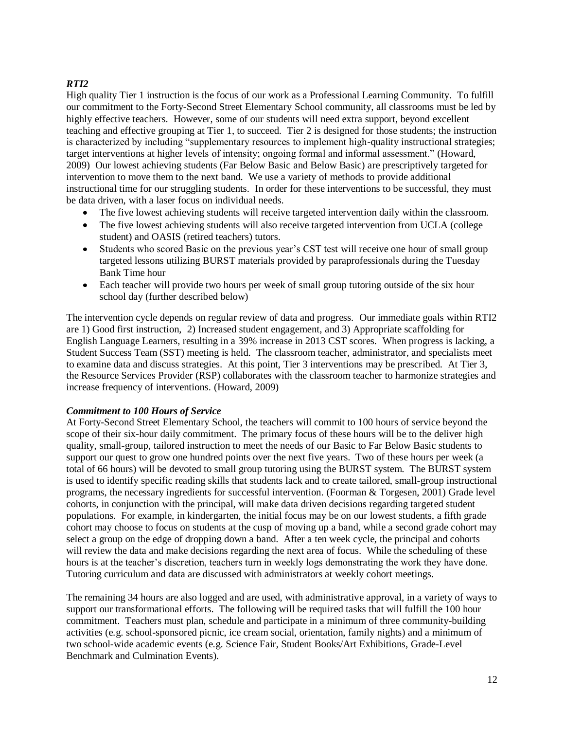### *RTI2*

High quality Tier 1 instruction is the focus of our work as a Professional Learning Community. To fulfill our commitment to the Forty-Second Street Elementary School community, all classrooms must be led by highly effective teachers. However, some of our students will need extra support, beyond excellent teaching and effective grouping at Tier 1, to succeed. Tier 2 is designed for those students; the instruction is characterized by including "supplementary resources to implement high-quality instructional strategies; target interventions at higher levels of intensity; ongoing formal and informal assessment." (Howard, 2009) Our lowest achieving students (Far Below Basic and Below Basic) are prescriptively targeted for intervention to move them to the next band. We use a variety of methods to provide additional instructional time for our struggling students. In order for these interventions to be successful, they must be data driven, with a laser focus on individual needs.

- The five lowest achieving students will receive targeted intervention daily within the classroom.
- The five lowest achieving students will also receive targeted intervention from UCLA (college student) and OASIS (retired teachers) tutors.
- Students who scored Basic on the previous year's CST test will receive one hour of small group targeted lessons utilizing BURST materials provided by paraprofessionals during the Tuesday Bank Time hour
- Each teacher will provide two hours per week of small group tutoring outside of the six hour school day (further described below)

The intervention cycle depends on regular review of data and progress. Our immediate goals within RTI2 are 1) Good first instruction, 2) Increased student engagement, and 3) Appropriate scaffolding for English Language Learners, resulting in a 39% increase in 2013 CST scores. When progress is lacking, a Student Success Team (SST) meeting is held. The classroom teacher, administrator, and specialists meet to examine data and discuss strategies. At this point, Tier 3 interventions may be prescribed. At Tier 3, the Resource Services Provider (RSP) collaborates with the classroom teacher to harmonize strategies and increase frequency of interventions. (Howard, 2009)

### *Commitment to 100 Hours of Service*

At Forty-Second Street Elementary School, the teachers will commit to 100 hours of service beyond the scope of their six-hour daily commitment. The primary focus of these hours will be to the deliver high quality, small-group, tailored instruction to meet the needs of our Basic to Far Below Basic students to support our quest to grow one hundred points over the next five years. Two of these hours per week (a total of 66 hours) will be devoted to small group tutoring using the BURST system. The BURST system is used to identify specific reading skills that students lack and to create tailored, small-group instructional programs, the necessary ingredients for successful intervention. (Foorman & Torgesen, 2001) Grade level cohorts, in conjunction with the principal, will make data driven decisions regarding targeted student populations. For example, in kindergarten, the initial focus may be on our lowest students, a fifth grade cohort may choose to focus on students at the cusp of moving up a band, while a second grade cohort may select a group on the edge of dropping down a band. After a ten week cycle, the principal and cohorts will review the data and make decisions regarding the next area of focus. While the scheduling of these hours is at the teacher's discretion, teachers turn in weekly logs demonstrating the work they have done. Tutoring curriculum and data are discussed with administrators at weekly cohort meetings.

The remaining 34 hours are also logged and are used, with administrative approval, in a variety of ways to support our transformational efforts. The following will be required tasks that will fulfill the 100 hour commitment. Teachers must plan, schedule and participate in a minimum of three community-building activities (e.g. school-sponsored picnic, ice cream social, orientation, family nights) and a minimum of two school-wide academic events (e.g. Science Fair, Student Books/Art Exhibitions, Grade-Level Benchmark and Culmination Events).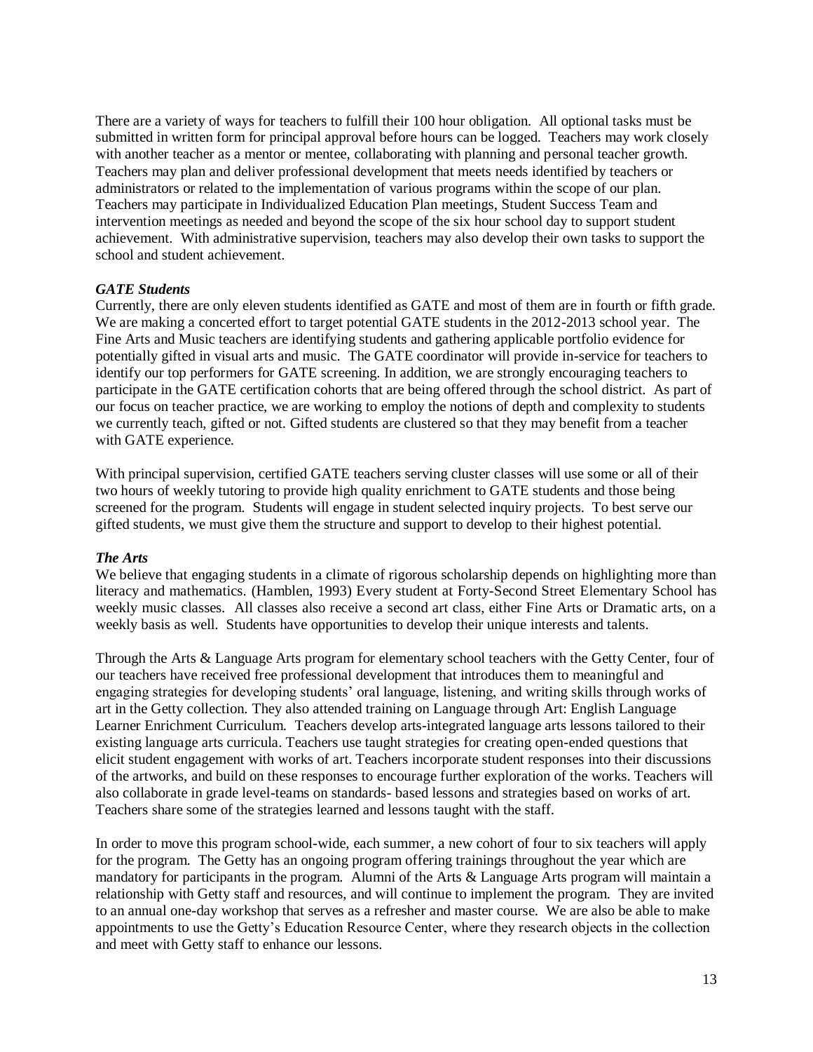There are a variety of ways for teachers to fulfill their 100 hour obligation. All optional tasks must be submitted in written form for principal approval before hours can be logged. Teachers may work closely with another teacher as a mentor or mentee, collaborating with planning and personal teacher growth. Teachers may plan and deliver professional development that meets needs identified by teachers or administrators or related to the implementation of various programs within the scope of our plan. Teachers may participate in Individualized Education Plan meetings, Student Success Team and intervention meetings as needed and beyond the scope of the six hour school day to support student achievement. With administrative supervision, teachers may also develop their own tasks to support the school and student achievement.

***GATE Students***

Currently, there are only eleven students identified as GATE and most of them are in fourth or fifth grade. We are making a concerted effort to target potential GATE students in the 2012-2013 school year. The Fine Arts and Music teachers are identifying students and gathering applicable portfolio evidence for potentially gifted in visual arts and music. The GATE coordinator will provide in-service for teachers to identify our top performers for GATE screening. In addition, we are strongly encouraging teachers to participate in the GATE certification cohorts that are being offered through the school district. As part of our focus on teacher practice, we are working to employ the notions of depth and complexity to students we currently teach, gifted or not. Gifted students are clustered so that they may benefit from a teacher with GATE experience.

With principal supervision, certified GATE teachers serving cluster classes will use some or all of their two hours of weekly tutoring to provide high quality enrichment to GATE students and those being screened for the program. Students will engage in student selected inquiry projects. To best serve our gifted students, we must give them the structure and support to develop to their highest potential.

***The Arts***

We believe that engaging students in a climate of rigorous scholarship depends on highlighting more than literacy and mathematics. (Hamblen, 1993) Every student at Forty-Second Street Elementary School has weekly music classes. All classes also receive a second art class, either Fine Arts or Dramatic arts, on a weekly basis as well. Students have opportunities to develop their unique interests and talents.

Through the Arts & Language Arts program for elementary school teachers with the Getty Center, four of our teachers have received free professional development that introduces them to meaningful and engaging strategies for developing students' oral language, listening, and writing skills through works of art in the Getty collection. They also attended training on Language through Art: English Language Learner Enrichment Curriculum. Teachers develop arts-integrated language arts lessons tailored to their existing language arts curricula. Teachers use taught strategies for creating open-ended questions that elicit student engagement with works of art. Teachers incorporate student responses into their discussions of the artworks, and build on these responses to encourage further exploration of the works. Teachers will also collaborate in grade level-teams on standards- based lessons and strategies based on works of art. Teachers share some of the strategies learned and lessons taught with the staff.

In order to move this program school-wide, each summer, a new cohort of four to six teachers will apply for the program. The Getty has an ongoing program offering trainings throughout the year which are mandatory for participants in the program. Alumni of the Arts & Language Arts program will maintain a relationship with Getty staff and resources, and will continue to implement the program. They are invited to an annual one-day workshop that serves as a refresher and master course. We are also be able to make appointments to use the Getty's Education Resource Center, where they research objects in the collection and meet with Getty staff to enhance our lessons.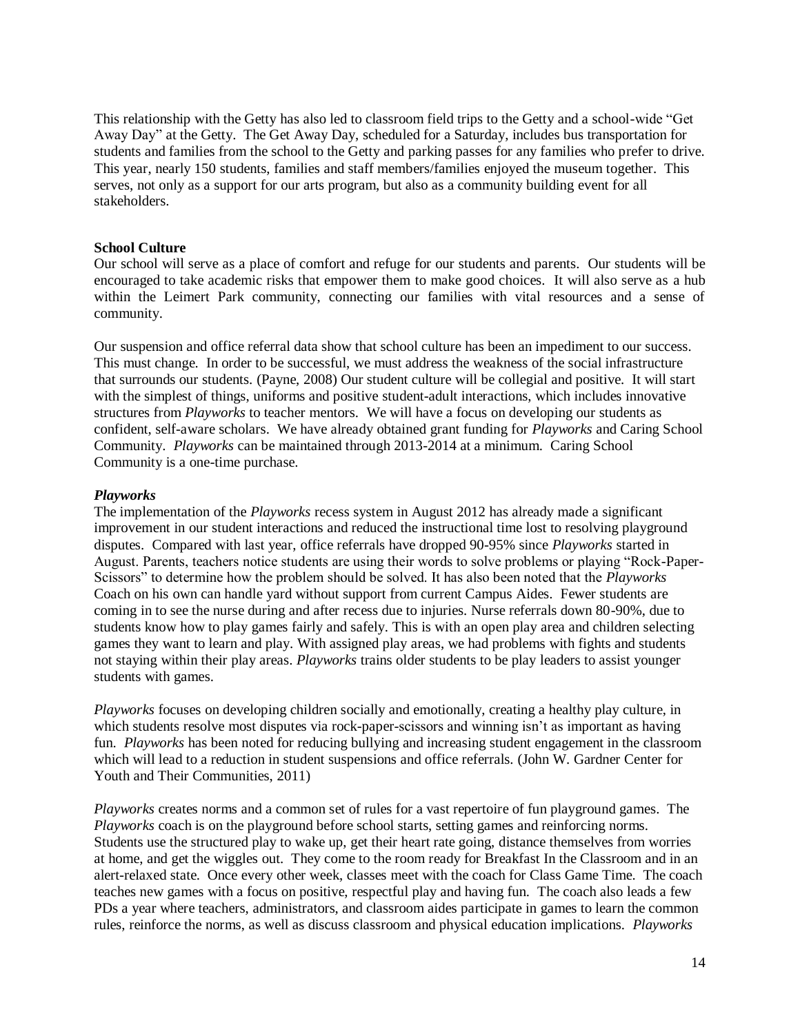This relationship with the Getty has also led to classroom field trips to the Getty and a school-wide "Get Away Day" at the Getty. The Get Away Day, scheduled for a Saturday, includes bus transportation for students and families from the school to the Getty and parking passes for any families who prefer to drive. This year, nearly 150 students, families and staff members/families enjoyed the museum together. This serves, not only as a support for our arts program, but also as a community building event for all stakeholders.

**School Culture**

Our school will serve as a place of comfort and refuge for our students and parents. Our students will be encouraged to take academic risks that empower them to make good choices. It will also serve as a hub within the Leimert Park community, connecting our families with vital resources and a sense of community.

Our suspension and office referral data show that school culture has been an impediment to our success. This must change. In order to be successful, we must address the weakness of the social infrastructure that surrounds our students. (Payne, 2008) Our student culture will be collegial and positive. It will start with the simplest of things, uniforms and positive student-adult interactions, which includes innovative structures from *Playworks* to teacher mentors. We will have a focus on developing our students as confident, self-aware scholars. We have already obtained grant funding for *Playworks* and Caring School Community. *Playworks* can be maintained through 2013-2014 at a minimum. Caring School Community is a one-time purchase.

***Playworks***

The implementation of the *Playworks* recess system in August 2012 has already made a significant improvement in our student interactions and reduced the instructional time lost to resolving playground disputes. Compared with last year, office referrals have dropped 90-95% since *Playworks* started in August. Parents, teachers notice students are using their words to solve problems or playing "Rock-Paper-Scissors" to determine how the problem should be solved. It has also been noted that the *Playworks* Coach on his own can handle yard without support from current Campus Aides. Fewer students are coming in to see the nurse during and after recess due to injuries. Nurse referrals down 80-90%, due to students know how to play games fairly and safely. This is with an open play area and children selecting games they want to learn and play. With assigned play areas, we had problems with fights and students not staying within their play areas. *Playworks* trains older students to be play leaders to assist younger students with games.

*Playworks* focuses on developing children socially and emotionally, creating a healthy play culture, in which students resolve most disputes via rock-paper-scissors and winning isn't as important as having fun. *Playworks* has been noted for reducing bullying and increasing student engagement in the classroom which will lead to a reduction in student suspensions and office referrals. (John W. Gardner Center for Youth and Their Communities, 2011)

*Playworks* creates norms and a common set of rules for a vast repertoire of fun playground games. The *Playworks* coach is on the playground before school starts, setting games and reinforcing norms. Students use the structured play to wake up, get their heart rate going, distance themselves from worries at home, and get the wiggles out. They come to the room ready for Breakfast In the Classroom and in an alert-relaxed state. Once every other week, classes meet with the coach for Class Game Time. The coach teaches new games with a focus on positive, respectful play and having fun. The coach also leads a few PDs a year where teachers, administrators, and classroom aides participate in games to learn the common rules, reinforce the norms, as well as discuss classroom and physical education implications. *Playworks*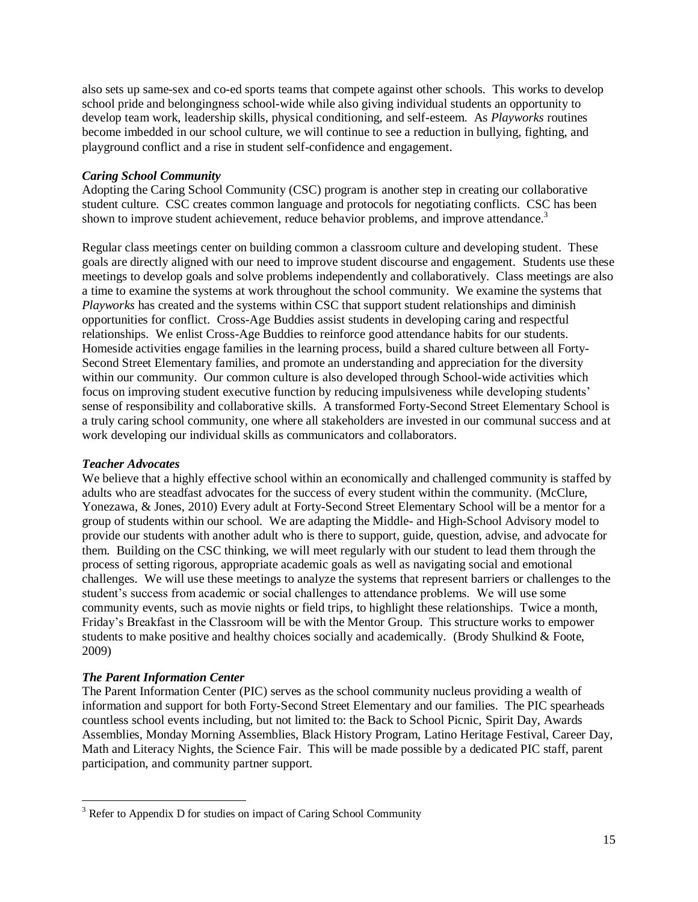also sets up same-sex and co-ed sports teams that compete against other schools. This works to develop school pride and belongingness school-wide while also giving individual students an opportunity to develop team work, leadership skills, physical conditioning, and self-esteem. As *Playworks* routines become imbedded in our school culture, we will continue to see a reduction in bullying, fighting, and playground conflict and a rise in student self-confidence and engagement.

### *Caring School Community*

Adopting the Caring School Community (CSC) program is another step in creating our collaborative student culture. CSC creates common language and protocols for negotiating conflicts. CSC has been shown to improve student achievement, reduce behavior problems, and improve attendance.[3]

Regular class meetings center on building common a classroom culture and developing student. These goals are directly aligned with our need to improve student discourse and engagement. Students use these meetings to develop goals and solve problems independently and collaboratively. Class meetings are also a time to examine the systems at work throughout the school community. We examine the systems that *Playworks* has created and the systems within CSC that support student relationships and diminish opportunities for conflict. Cross-Age Buddies assist students in developing caring and respectful relationships. We enlist Cross-Age Buddies to reinforce good attendance habits for our students. Homeside activities engage families in the learning process, build a shared culture between all Forty-Second Street Elementary families, and promote an understanding and appreciation for the diversity within our community. Our common culture is also developed through School-wide activities which focus on improving student executive function by reducing impulsiveness while developing students' sense of responsibility and collaborative skills. A transformed Forty-Second Street Elementary School is a truly caring school community, one where all stakeholders are invested in our communal success and at work developing our individual skills as communicators and collaborators.

### *Teacher Advocates*

We believe that a highly effective school within an economically and challenged community is staffed by adults who are steadfast advocates for the success of every student within the community. (McClure, Yonezawa, & Jones, 2010) Every adult at Forty-Second Street Elementary School will be a mentor for a group of students within our school. We are adapting the Middle- and High-School Advisory model to provide our students with another adult who is there to support, guide, question, advise, and advocate for them. Building on the CSC thinking, we will meet regularly with our student to lead them through the process of setting rigorous, appropriate academic goals as well as navigating social and emotional challenges. We will use these meetings to analyze the systems that represent barriers or challenges to the student's success from academic or social challenges to attendance problems. We will use some community events, such as movie nights or field trips, to highlight these relationships. Twice a month, Friday's Breakfast in the Classroom will be with the Mentor Group. This structure works to empower students to make positive and healthy choices socially and academically. (Brody Shulkind & Foote, 2009)

### *The Parent Information Center*

The Parent Information Center (PIC) serves as the school community nucleus providing a wealth of information and support for both Forty-Second Street Elementary and our families. The PIC spearheads countless school events including, but not limited to: the Back to School Picnic, Spirit Day, Awards Assemblies, Monday Morning Assemblies, Black History Program, Latino Heritage Festival, Career Day, Math and Literacy Nights, the Science Fair. This will be made possible by a dedicated PIC staff, parent participation, and community partner support.

---

[3] Refer to Appendix D for studies on impact of Caring School Community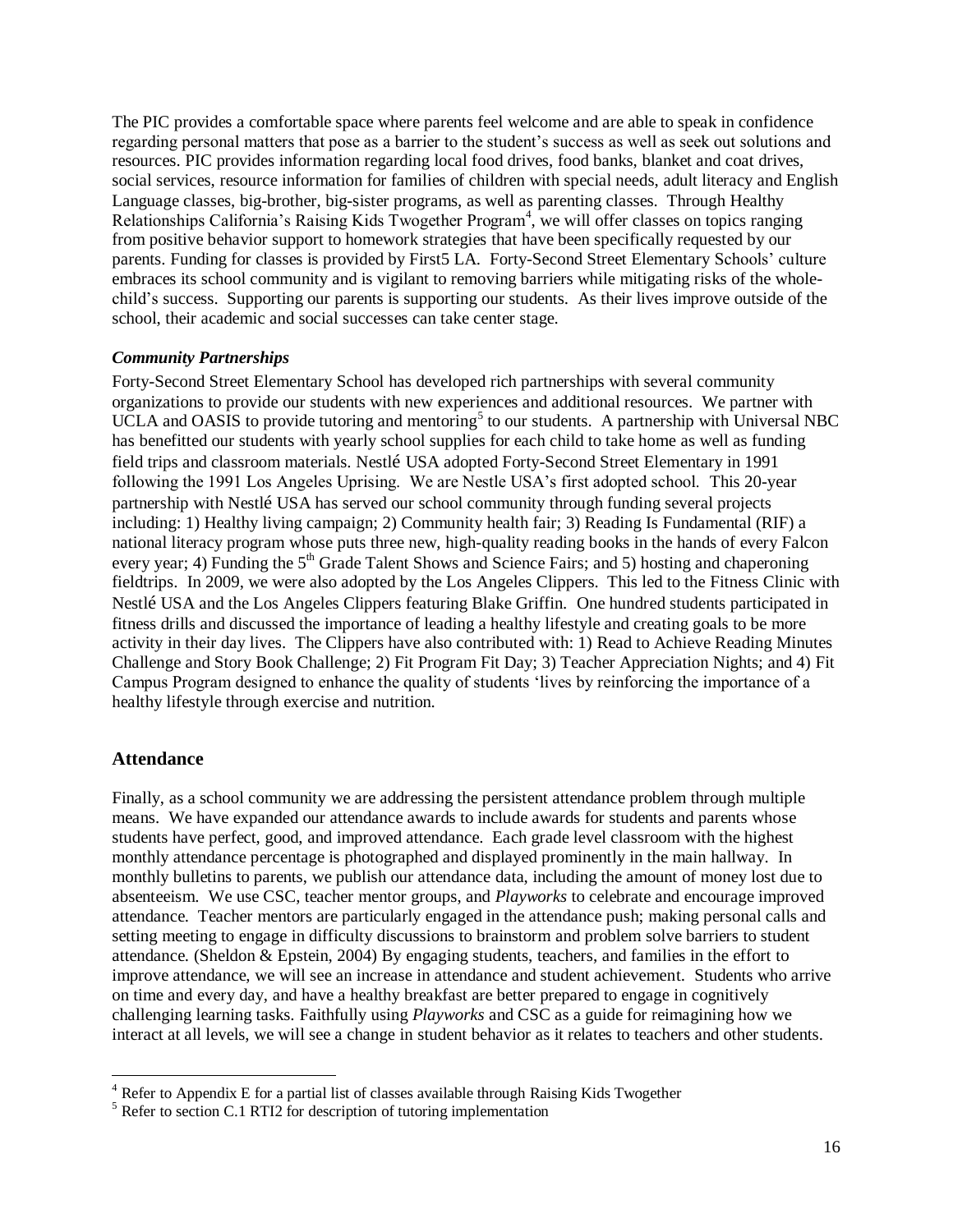The PIC provides a comfortable space where parents feel welcome and are able to speak in confidence regarding personal matters that pose as a barrier to the student's success as well as seek out solutions and resources. PIC provides information regarding local food drives, food banks, blanket and coat drives, social services, resource information for families of children with special needs, adult literacy and English Language classes, big-brother, big-sister programs, as well as parenting classes. Through Healthy Relationships California's Raising Kids Twogether Program[4], we will offer classes on topics ranging from positive behavior support to homework strategies that have been specifically requested by our parents. Funding for classes is provided by First5 LA. Forty-Second Street Elementary Schools' culture embraces its school community and is vigilant to removing barriers while mitigating risks of the whole-child's success. Supporting our parents is supporting our students. As their lives improve outside of the school, their academic and social successes can take center stage.

### *Community Partnerships*

Forty-Second Street Elementary School has developed rich partnerships with several community organizations to provide our students with new experiences and additional resources. We partner with UCLA and OASIS to provide tutoring and mentoring[5] to our students. A partnership with Universal NBC has benefitted our students with yearly school supplies for each child to take home as well as funding field trips and classroom materials. Nestlé USA adopted Forty-Second Street Elementary in 1991 following the 1991 Los Angeles Uprising. We are Nestle USA's first adopted school. This 20-year partnership with Nestlé USA has served our school community through funding several projects including: 1) Healthy living campaign; 2) Community health fair; 3) Reading Is Fundamental (RIF) a national literacy program whose puts three new, high-quality reading books in the hands of every Falcon every year; 4) Funding the 5th Grade Talent Shows and Science Fairs; and 5) hosting and chaperoning fieldtrips. In 2009, we were also adopted by the Los Angeles Clippers. This led to the Fitness Clinic with Nestlé USA and the Los Angeles Clippers featuring Blake Griffin. One hundred students participated in fitness drills and discussed the importance of leading a healthy lifestyle and creating goals to be more activity in their day lives. The Clippers have also contributed with: 1) Read to Achieve Reading Minutes Challenge and Story Book Challenge; 2) Fit Program Fit Day; 3) Teacher Appreciation Nights; and 4) Fit Campus Program designed to enhance the quality of students 'lives by reinforcing the importance of a healthy lifestyle through exercise and nutrition.

## Attendance

Finally, as a school community we are addressing the persistent attendance problem through multiple means. We have expanded our attendance awards to include awards for students and parents whose students have perfect, good, and improved attendance. Each grade level classroom with the highest monthly attendance percentage is photographed and displayed prominently in the main hallway. In monthly bulletins to parents, we publish our attendance data, including the amount of money lost due to absenteeism. We use CSC, teacher mentor groups, and *Playworks* to celebrate and encourage improved attendance. Teacher mentors are particularly engaged in the attendance push; making personal calls and setting meeting to engage in difficulty discussions to brainstorm and problem solve barriers to student attendance. (Sheldon & Epstein, 2004) By engaging students, teachers, and families in the effort to improve attendance, we will see an increase in attendance and student achievement. Students who arrive on time and every day, and have a healthy breakfast are better prepared to engage in cognitively challenging learning tasks. Faithfully using *Playworks* and CSC as a guide for reimagining how we interact at all levels, we will see a change in student behavior as it relates to teachers and other students.

---

[4] Refer to Appendix E for a partial list of classes available through Raising Kids Twogether

[5] Refer to section C.1 RTI2 for description of tutoring implementation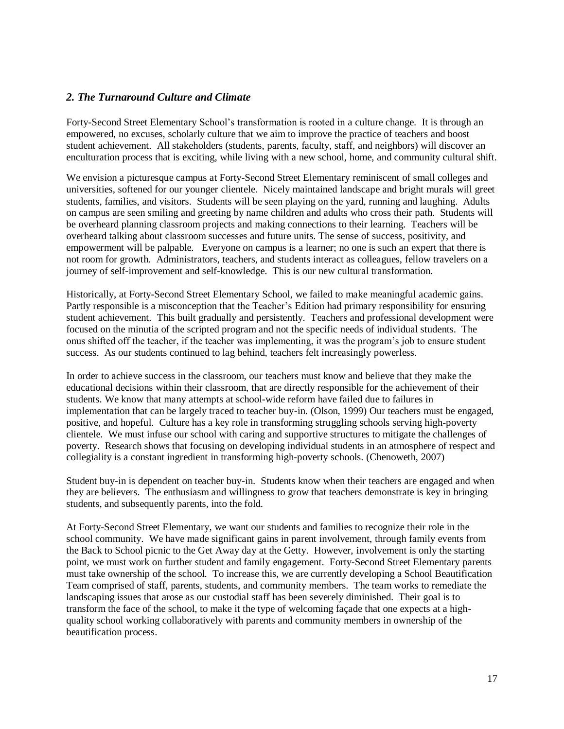## *2. The Turnaround Culture and Climate*

Forty-Second Street Elementary School's transformation is rooted in a culture change. It is through an empowered, no excuses, scholarly culture that we aim to improve the practice of teachers and boost student achievement. All stakeholders (students, parents, faculty, staff, and neighbors) will discover an enculturation process that is exciting, while living with a new school, home, and community cultural shift.

We envision a picturesque campus at Forty-Second Street Elementary reminiscent of small colleges and universities, softened for our younger clientele. Nicely maintained landscape and bright murals will greet students, families, and visitors. Students will be seen playing on the yard, running and laughing. Adults on campus are seen smiling and greeting by name children and adults who cross their path. Students will be overheard planning classroom projects and making connections to their learning. Teachers will be overheard talking about classroom successes and future units. The sense of success, positivity, and empowerment will be palpable. Everyone on campus is a learner; no one is such an expert that there is not room for growth. Administrators, teachers, and students interact as colleagues, fellow travelers on a journey of self-improvement and self-knowledge. This is our new cultural transformation.

Historically, at Forty-Second Street Elementary School, we failed to make meaningful academic gains. Partly responsible is a misconception that the Teacher's Edition had primary responsibility for ensuring student achievement. This built gradually and persistently. Teachers and professional development were focused on the minutia of the scripted program and not the specific needs of individual students. The onus shifted off the teacher, if the teacher was implementing, it was the program's job to ensure student success. As our students continued to lag behind, teachers felt increasingly powerless.

In order to achieve success in the classroom, our teachers must know and believe that they make the educational decisions within their classroom, that are directly responsible for the achievement of their students. We know that many attempts at school-wide reform have failed due to failures in implementation that can be largely traced to teacher buy-in. (Olson, 1999) Our teachers must be engaged, positive, and hopeful. Culture has a key role in transforming struggling schools serving high-poverty clientele. We must infuse our school with caring and supportive structures to mitigate the challenges of poverty. Research shows that focusing on developing individual students in an atmosphere of respect and collegiality is a constant ingredient in transforming high-poverty schools. (Chenoweth, 2007)

Student buy-in is dependent on teacher buy-in. Students know when their teachers are engaged and when they are believers. The enthusiasm and willingness to grow that teachers demonstrate is key in bringing students, and subsequently parents, into the fold.

At Forty-Second Street Elementary, we want our students and families to recognize their role in the school community. We have made significant gains in parent involvement, through family events from the Back to School picnic to the Get Away day at the Getty. However, involvement is only the starting point, we must work on further student and family engagement. Forty-Second Street Elementary parents must take ownership of the school. To increase this, we are currently developing a School Beautification Team comprised of staff, parents, students, and community members. The team works to remediate the landscaping issues that arose as our custodial staff has been severely diminished. Their goal is to transform the face of the school, to make it the type of welcoming façade that one expects at a high-quality school working collaboratively with parents and community members in ownership of the beautification process.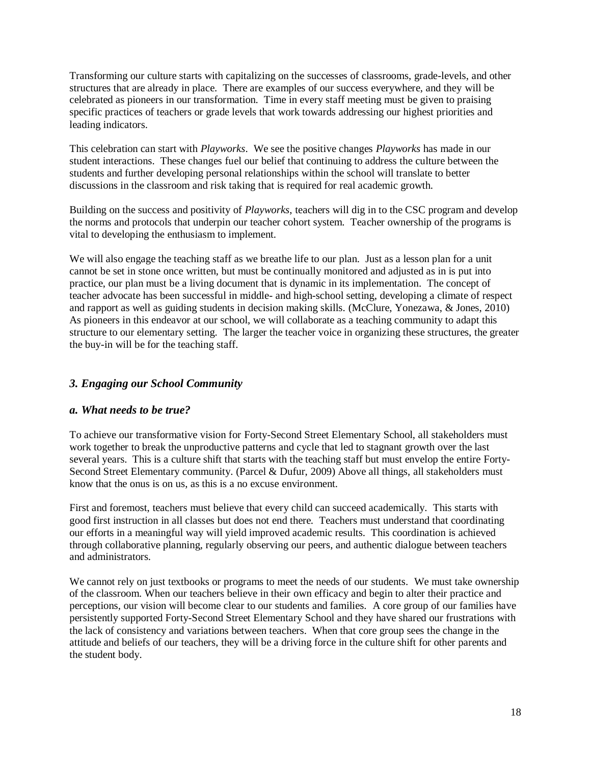Transforming our culture starts with capitalizing on the successes of classrooms, grade-levels, and other structures that are already in place. There are examples of our success everywhere, and they will be celebrated as pioneers in our transformation. Time in every staff meeting must be given to praising specific practices of teachers or grade levels that work towards addressing our highest priorities and leading indicators.

This celebration can start with *Playworks*. We see the positive changes *Playworks* has made in our student interactions. These changes fuel our belief that continuing to address the culture between the students and further developing personal relationships within the school will translate to better discussions in the classroom and risk taking that is required for real academic growth.

Building on the success and positivity of *Playworks*, teachers will dig in to the CSC program and develop the norms and protocols that underpin our teacher cohort system. Teacher ownership of the programs is vital to developing the enthusiasm to implement.

We will also engage the teaching staff as we breathe life to our plan. Just as a lesson plan for a unit cannot be set in stone once written, but must be continually monitored and adjusted as in is put into practice, our plan must be a living document that is dynamic in its implementation. The concept of teacher advocate has been successful in middle- and high-school setting, developing a climate of respect and rapport as well as guiding students in decision making skills. (McClure, Yonezawa, & Jones, 2010) As pioneers in this endeavor at our school, we will collaborate as a teaching community to adapt this structure to our elementary setting. The larger the teacher voice in organizing these structures, the greater the buy-in will be for the teaching staff.

### *3. Engaging our School Community*

### *a. What needs to be true?*

To achieve our transformative vision for Forty-Second Street Elementary School, all stakeholders must work together to break the unproductive patterns and cycle that led to stagnant growth over the last several years. This is a culture shift that starts with the teaching staff but must envelop the entire Forty-Second Street Elementary community. (Parcel & Dufur, 2009) Above all things, all stakeholders must know that the onus is on us, as this is a no excuse environment.

First and foremost, teachers must believe that every child can succeed academically. This starts with good first instruction in all classes but does not end there. Teachers must understand that coordinating our efforts in a meaningful way will yield improved academic results. This coordination is achieved through collaborative planning, regularly observing our peers, and authentic dialogue between teachers and administrators.

We cannot rely on just textbooks or programs to meet the needs of our students. We must take ownership of the classroom. When our teachers believe in their own efficacy and begin to alter their practice and perceptions, our vision will become clear to our students and families. A core group of our families have persistently supported Forty-Second Street Elementary School and they have shared our frustrations with the lack of consistency and variations between teachers. When that core group sees the change in the attitude and beliefs of our teachers, they will be a driving force in the culture shift for other parents and the student body.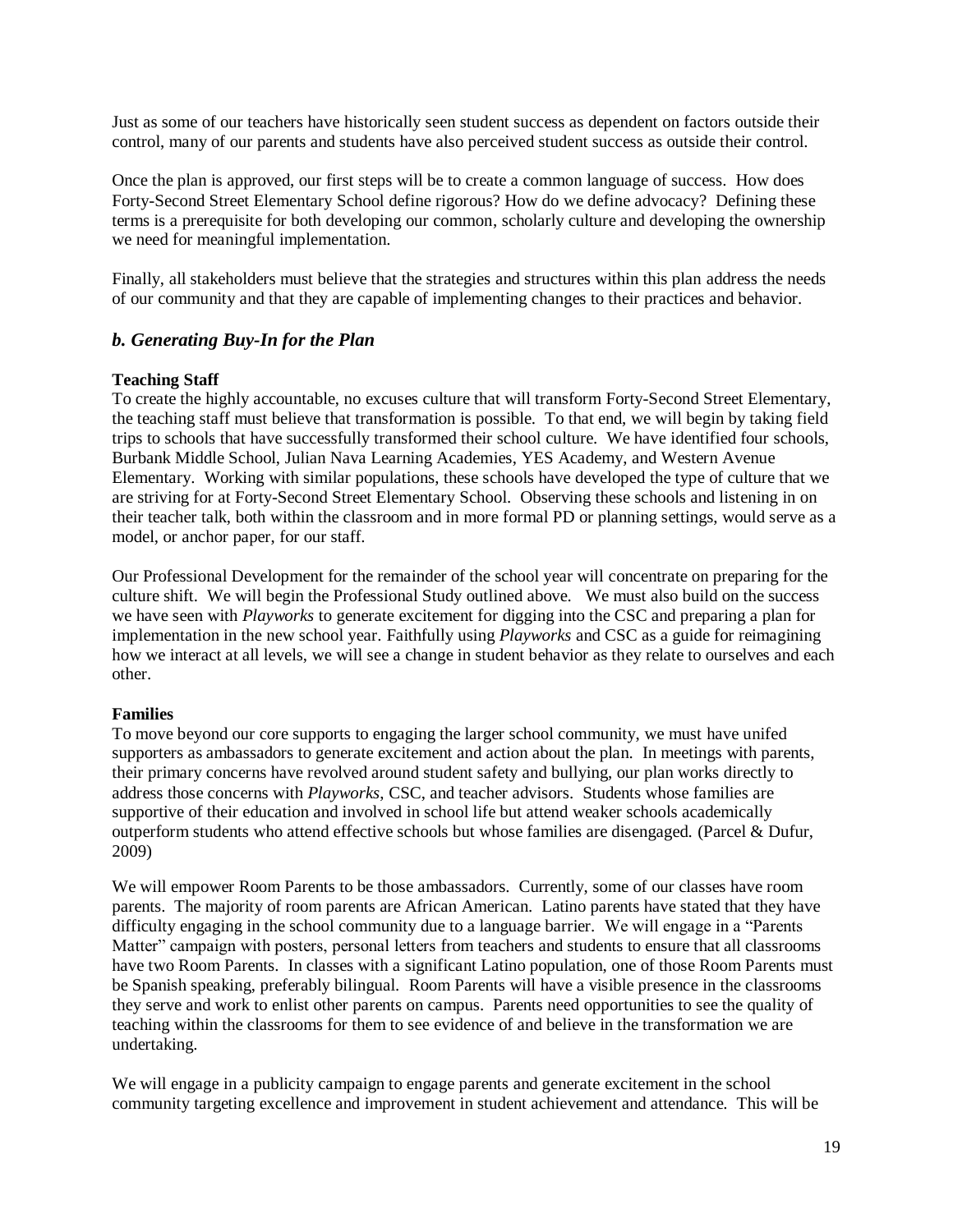Just as some of our teachers have historically seen student success as dependent on factors outside their control, many of our parents and students have also perceived student success as outside their control.

Once the plan is approved, our first steps will be to create a common language of success. How does Forty-Second Street Elementary School define rigorous? How do we define advocacy? Defining these terms is a prerequisite for both developing our common, scholarly culture and developing the ownership we need for meaningful implementation.

Finally, all stakeholders must believe that the strategies and structures within this plan address the needs of our community and that they are capable of implementing changes to their practices and behavior.

### *b. Generating Buy-In for the Plan*

**Teaching Staff**

To create the highly accountable, no excuses culture that will transform Forty-Second Street Elementary, the teaching staff must believe that transformation is possible. To that end, we will begin by taking field trips to schools that have successfully transformed their school culture. We have identified four schools, Burbank Middle School, Julian Nava Learning Academies, YES Academy, and Western Avenue Elementary. Working with similar populations, these schools have developed the type of culture that we are striving for at Forty-Second Street Elementary School. Observing these schools and listening in on their teacher talk, both within the classroom and in more formal PD or planning settings, would serve as a model, or anchor paper, for our staff.

Our Professional Development for the remainder of the school year will concentrate on preparing for the culture shift. We will begin the Professional Study outlined above. We must also build on the success we have seen with *Playworks* to generate excitement for digging into the CSC and preparing a plan for implementation in the new school year. Faithfully using *Playworks* and CSC as a guide for reimagining how we interact at all levels, we will see a change in student behavior as they relate to ourselves and each other.

**Families**

To move beyond our core supports to engaging the larger school community, we must have unifed supporters as ambassadors to generate excitement and action about the plan. In meetings with parents, their primary concerns have revolved around student safety and bullying, our plan works directly to address those concerns with *Playworks*, CSC, and teacher advisors. Students whose families are supportive of their education and involved in school life but attend weaker schools academically outperform students who attend effective schools but whose families are disengaged. (Parcel & Dufur, 2009)

We will empower Room Parents to be those ambassadors. Currently, some of our classes have room parents. The majority of room parents are African American. Latino parents have stated that they have difficulty engaging in the school community due to a language barrier. We will engage in a "Parents Matter" campaign with posters, personal letters from teachers and students to ensure that all classrooms have two Room Parents. In classes with a significant Latino population, one of those Room Parents must be Spanish speaking, preferably bilingual. Room Parents will have a visible presence in the classrooms they serve and work to enlist other parents on campus. Parents need opportunities to see the quality of teaching within the classrooms for them to see evidence of and believe in the transformation we are undertaking.

We will engage in a publicity campaign to engage parents and generate excitement in the school community targeting excellence and improvement in student achievement and attendance. This will be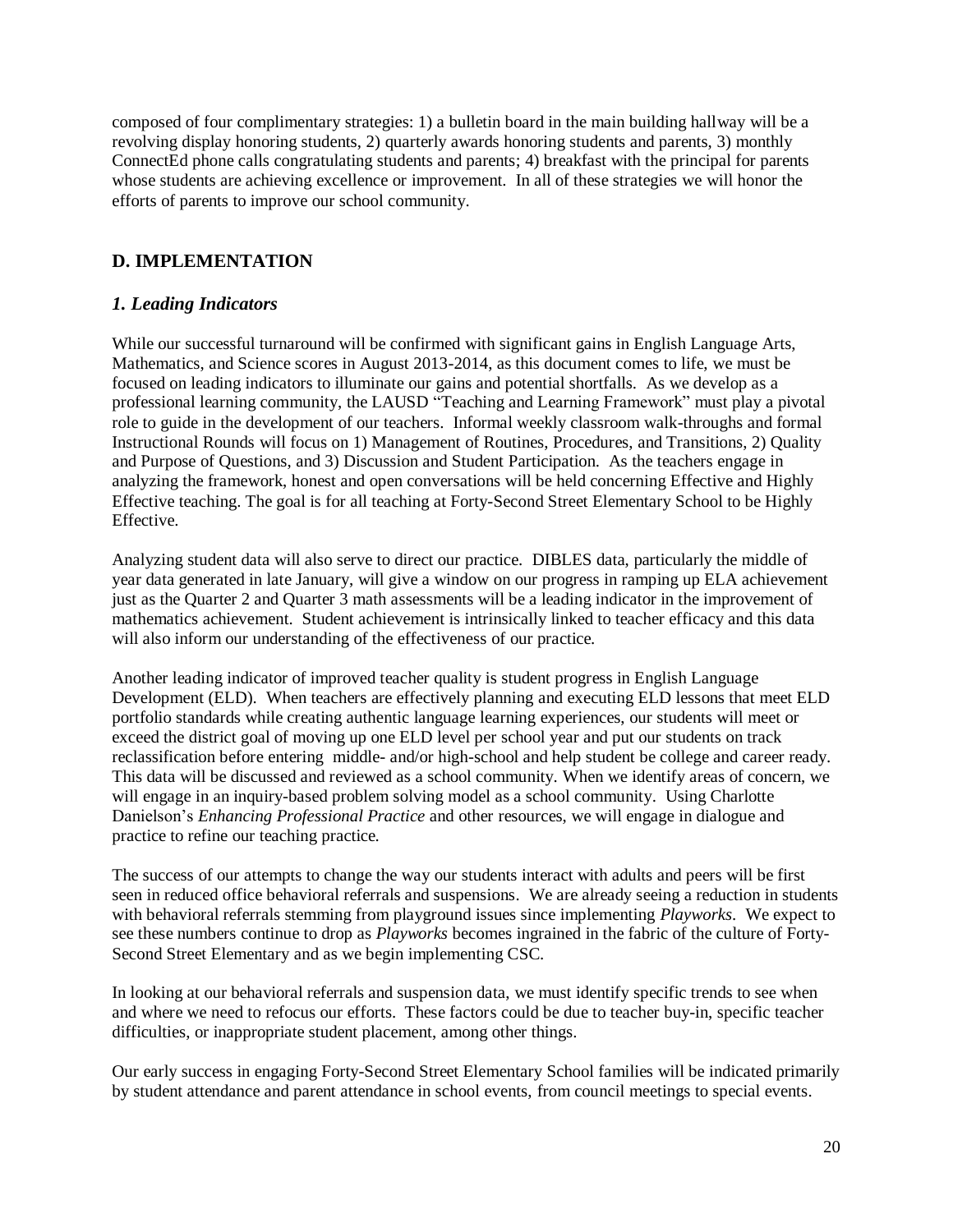composed of four complimentary strategies: 1) a bulletin board in the main building hallway will be a revolving display honoring students, 2) quarterly awards honoring students and parents, 3) monthly ConnectEd phone calls congratulating students and parents; 4) breakfast with the principal for parents whose students are achieving excellence or improvement. In all of these strategies we will honor the efforts of parents to improve our school community.

## D. IMPLEMENTATION

### *1. Leading Indicators*

While our successful turnaround will be confirmed with significant gains in English Language Arts, Mathematics, and Science scores in August 2013-2014, as this document comes to life, we must be focused on leading indicators to illuminate our gains and potential shortfalls. As we develop as a professional learning community, the LAUSD "Teaching and Learning Framework" must play a pivotal role to guide in the development of our teachers. Informal weekly classroom walk-throughs and formal Instructional Rounds will focus on 1) Management of Routines, Procedures, and Transitions, 2) Quality and Purpose of Questions, and 3) Discussion and Student Participation. As the teachers engage in analyzing the framework, honest and open conversations will be held concerning Effective and Highly Effective teaching. The goal is for all teaching at Forty-Second Street Elementary School to be Highly Effective.

Analyzing student data will also serve to direct our practice. DIBLES data, particularly the middle of year data generated in late January, will give a window on our progress in ramping up ELA achievement just as the Quarter 2 and Quarter 3 math assessments will be a leading indicator in the improvement of mathematics achievement. Student achievement is intrinsically linked to teacher efficacy and this data will also inform our understanding of the effectiveness of our practice.

Another leading indicator of improved teacher quality is student progress in English Language Development (ELD). When teachers are effectively planning and executing ELD lessons that meet ELD portfolio standards while creating authentic language learning experiences, our students will meet or exceed the district goal of moving up one ELD level per school year and put our students on track reclassification before entering middle- and/or high-school and help student be college and career ready. This data will be discussed and reviewed as a school community. When we identify areas of concern, we will engage in an inquiry-based problem solving model as a school community. Using Charlotte Danielson's *Enhancing Professional Practice* and other resources, we will engage in dialogue and practice to refine our teaching practice.

The success of our attempts to change the way our students interact with adults and peers will be first seen in reduced office behavioral referrals and suspensions. We are already seeing a reduction in students with behavioral referrals stemming from playground issues since implementing *Playworks*. We expect to see these numbers continue to drop as *Playworks* becomes ingrained in the fabric of the culture of Forty-Second Street Elementary and as we begin implementing CSC.

In looking at our behavioral referrals and suspension data, we must identify specific trends to see when and where we need to refocus our efforts. These factors could be due to teacher buy-in, specific teacher difficulties, or inappropriate student placement, among other things.

Our early success in engaging Forty-Second Street Elementary School families will be indicated primarily by student attendance and parent attendance in school events, from council meetings to special events.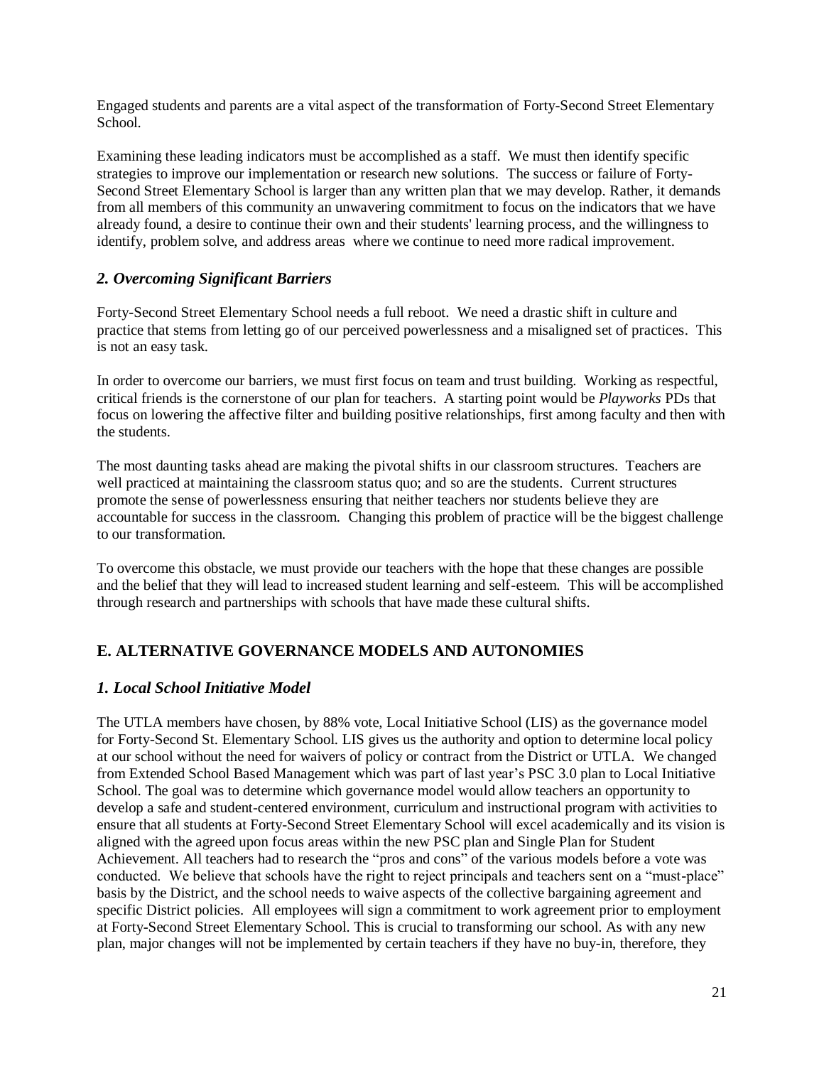Engaged students and parents are a vital aspect of the transformation of Forty-Second Street Elementary School.

Examining these leading indicators must be accomplished as a staff. We must then identify specific strategies to improve our implementation or research new solutions. The success or failure of Forty-Second Street Elementary School is larger than any written plan that we may develop. Rather, it demands from all members of this community an unwavering commitment to focus on the indicators that we have already found, a desire to continue their own and their students' learning process, and the willingness to identify, problem solve, and address areas where we continue to need more radical improvement.

### *2. Overcoming Significant Barriers*

Forty-Second Street Elementary School needs a full reboot. We need a drastic shift in culture and practice that stems from letting go of our perceived powerlessness and a misaligned set of practices. This is not an easy task.

In order to overcome our barriers, we must first focus on team and trust building. Working as respectful, critical friends is the cornerstone of our plan for teachers. A starting point would be *Playworks* PDs that focus on lowering the affective filter and building positive relationships, first among faculty and then with the students.

The most daunting tasks ahead are making the pivotal shifts in our classroom structures. Teachers are well practiced at maintaining the classroom status quo; and so are the students. Current structures promote the sense of powerlessness ensuring that neither teachers nor students believe they are accountable for success in the classroom. Changing this problem of practice will be the biggest challenge to our transformation.

To overcome this obstacle, we must provide our teachers with the hope that these changes are possible and the belief that they will lead to increased student learning and self-esteem. This will be accomplished through research and partnerships with schools that have made these cultural shifts.

## E. ALTERNATIVE GOVERNANCE MODELS AND AUTONOMIES

### *1. Local School Initiative Model*

The UTLA members have chosen, by 88% vote, Local Initiative School (LIS) as the governance model for Forty-Second St. Elementary School. LIS gives us the authority and option to determine local policy at our school without the need for waivers of policy or contract from the District or UTLA. We changed from Extended School Based Management which was part of last year's PSC 3.0 plan to Local Initiative School. The goal was to determine which governance model would allow teachers an opportunity to develop a safe and student-centered environment, curriculum and instructional program with activities to ensure that all students at Forty-Second Street Elementary School will excel academically and its vision is aligned with the agreed upon focus areas within the new PSC plan and Single Plan for Student Achievement. All teachers had to research the "pros and cons" of the various models before a vote was conducted. We believe that schools have the right to reject principals and teachers sent on a "must-place" basis by the District, and the school needs to waive aspects of the collective bargaining agreement and specific District policies. All employees will sign a commitment to work agreement prior to employment at Forty-Second Street Elementary School. This is crucial to transforming our school. As with any new plan, major changes will not be implemented by certain teachers if they have no buy-in, therefore, they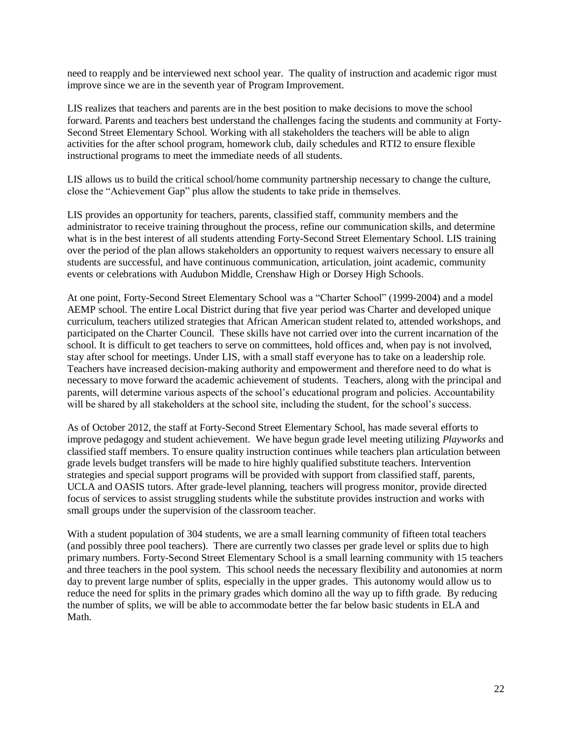need to reapply and be interviewed next school year. The quality of instruction and academic rigor must improve since we are in the seventh year of Program Improvement.

LIS realizes that teachers and parents are in the best position to make decisions to move the school forward. Parents and teachers best understand the challenges facing the students and community at Forty-Second Street Elementary School. Working with all stakeholders the teachers will be able to align activities for the after school program, homework club, daily schedules and RTI2 to ensure flexible instructional programs to meet the immediate needs of all students.

LIS allows us to build the critical school/home community partnership necessary to change the culture, close the "Achievement Gap" plus allow the students to take pride in themselves.

LIS provides an opportunity for teachers, parents, classified staff, community members and the administrator to receive training throughout the process, refine our communication skills, and determine what is in the best interest of all students attending Forty-Second Street Elementary School. LIS training over the period of the plan allows stakeholders an opportunity to request waivers necessary to ensure all students are successful, and have continuous communication, articulation, joint academic, community events or celebrations with Audubon Middle, Crenshaw High or Dorsey High Schools.

At one point, Forty-Second Street Elementary School was a "Charter School" (1999-2004) and a model AEMP school. The entire Local District during that five year period was Charter and developed unique curriculum, teachers utilized strategies that African American student related to, attended workshops, and participated on the Charter Council. These skills have not carried over into the current incarnation of the school. It is difficult to get teachers to serve on committees, hold offices and, when pay is not involved, stay after school for meetings. Under LIS, with a small staff everyone has to take on a leadership role. Teachers have increased decision-making authority and empowerment and therefore need to do what is necessary to move forward the academic achievement of students. Teachers, along with the principal and parents, will determine various aspects of the school's educational program and policies. Accountability will be shared by all stakeholders at the school site, including the student, for the school's success.

As of October 2012, the staff at Forty-Second Street Elementary School, has made several efforts to improve pedagogy and student achievement. We have begun grade level meeting utilizing *Playworks* and classified staff members. To ensure quality instruction continues while teachers plan articulation between grade levels budget transfers will be made to hire highly qualified substitute teachers. Intervention strategies and special support programs will be provided with support from classified staff, parents, UCLA and OASIS tutors. After grade-level planning, teachers will progress monitor, provide directed focus of services to assist struggling students while the substitute provides instruction and works with small groups under the supervision of the classroom teacher.

With a student population of 304 students, we are a small learning community of fifteen total teachers (and possibly three pool teachers). There are currently two classes per grade level or splits due to high primary numbers. Forty-Second Street Elementary School is a small learning community with 15 teachers and three teachers in the pool system. This school needs the necessary flexibility and autonomies at norm day to prevent large number of splits, especially in the upper grades. This autonomy would allow us to reduce the need for splits in the primary grades which domino all the way up to fifth grade. By reducing the number of splits, we will be able to accommodate better the far below basic students in ELA and Math.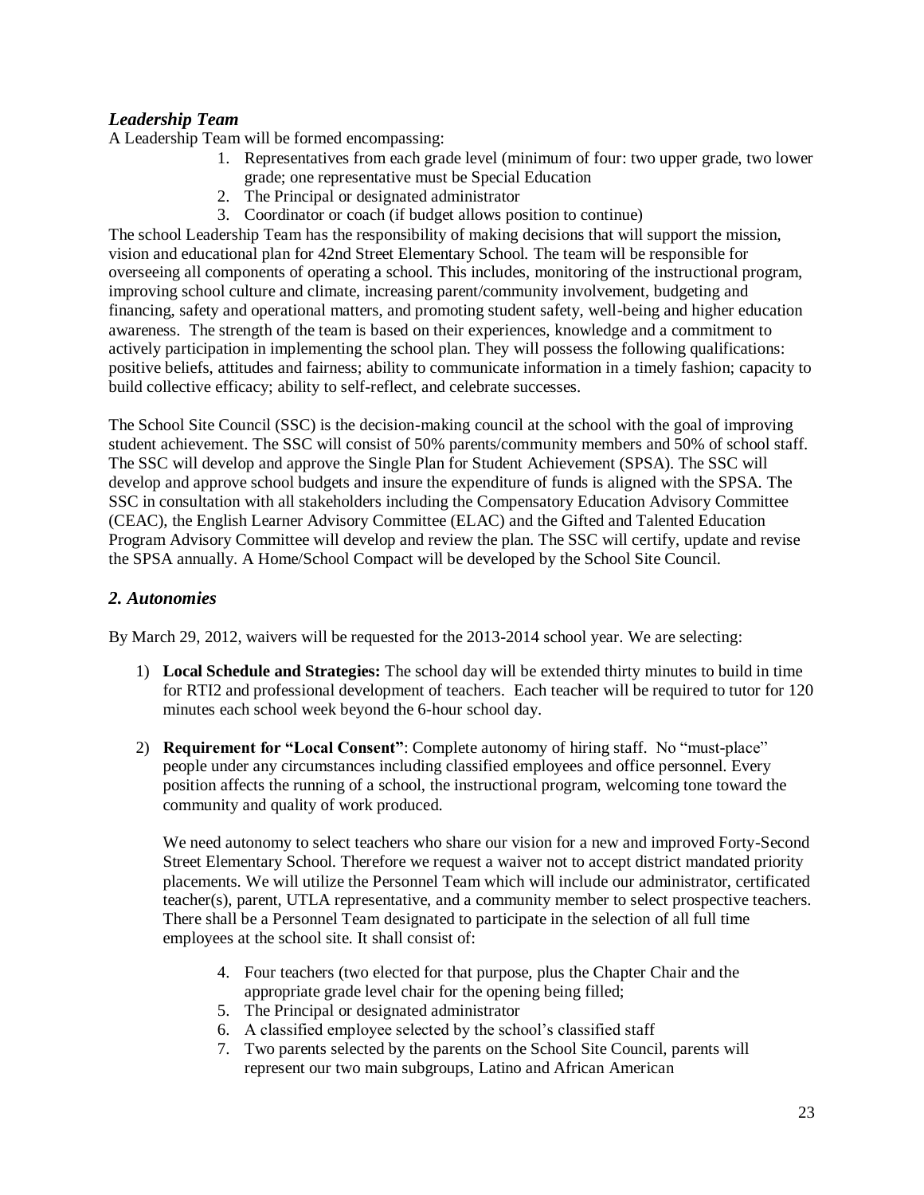### *Leadership Team*

A Leadership Team will be formed encompassing:

1. Representatives from each grade level (minimum of four: two upper grade, two lower grade; one representative must be Special Education
2. The Principal or designated administrator
3. Coordinator or coach (if budget allows position to continue)

The school Leadership Team has the responsibility of making decisions that will support the mission, vision and educational plan for 42nd Street Elementary School. The team will be responsible for overseeing all components of operating a school. This includes, monitoring of the instructional program, improving school culture and climate, increasing parent/community involvement, budgeting and financing, safety and operational matters, and promoting student safety, well-being and higher education awareness. The strength of the team is based on their experiences, knowledge and a commitment to actively participation in implementing the school plan. They will possess the following qualifications: positive beliefs, attitudes and fairness; ability to communicate information in a timely fashion; capacity to build collective efficacy; ability to self-reflect, and celebrate successes.

The School Site Council (SSC) is the decision-making council at the school with the goal of improving student achievement. The SSC will consist of 50% parents/community members and 50% of school staff. The SSC will develop and approve the Single Plan for Student Achievement (SPSA). The SSC will develop and approve school budgets and insure the expenditure of funds is aligned with the SPSA. The SSC in consultation with all stakeholders including the Compensatory Education Advisory Committee (CEAC), the English Learner Advisory Committee (ELAC) and the Gifted and Talented Education Program Advisory Committee will develop and review the plan. The SSC will certify, update and revise the SPSA annually. A Home/School Compact will be developed by the School Site Council.

## *2. Autonomies*

By March 29, 2012, waivers will be requested for the 2013-2014 school year. We are selecting:

1) **Local Schedule and Strategies:** The school day will be extended thirty minutes to build in time for RTI2 and professional development of teachers. Each teacher will be required to tutor for 120 minutes each school week beyond the 6-hour school day.

2) **Requirement for "Local Consent"**: Complete autonomy of hiring staff. No "must-place" people under any circumstances including classified employees and office personnel. Every position affects the running of a school, the instructional program, welcoming tone toward the community and quality of work produced.

   We need autonomy to select teachers who share our vision for a new and improved Forty-Second Street Elementary School. Therefore we request a waiver not to accept district mandated priority placements. We will utilize the Personnel Team which will include our administrator, certificated teacher(s), parent, UTLA representative, and a community member to select prospective teachers. There shall be a Personnel Team designated to participate in the selection of all full time employees at the school site. It shall consist of:

   4. Four teachers (two elected for that purpose, plus the Chapter Chair and the appropriate grade level chair for the opening being filled;
   5. The Principal or designated administrator
   6. A classified employee selected by the school's classified staff
   7. Two parents selected by the parents on the School Site Council, parents will represent our two main subgroups, Latino and African American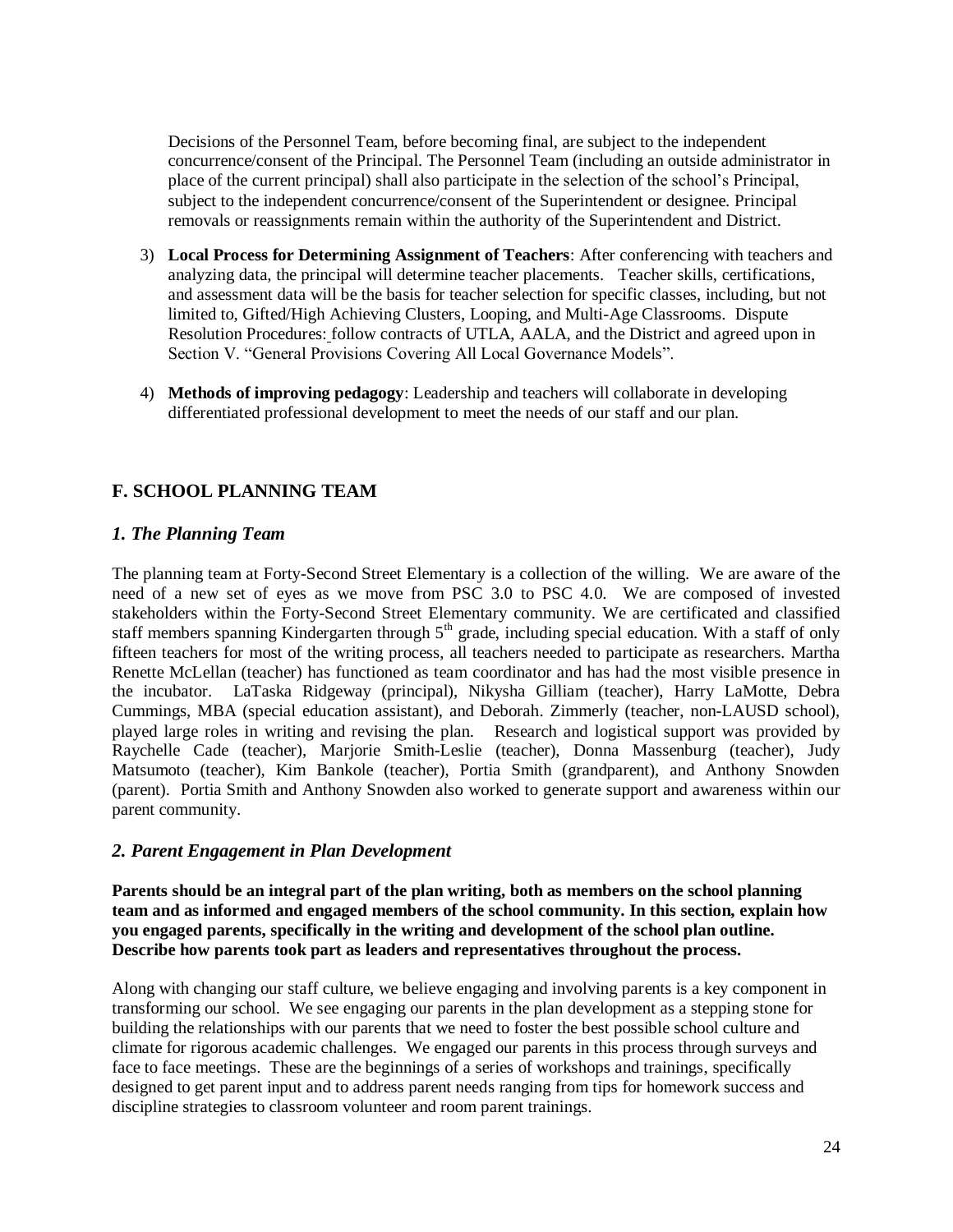Decisions of the Personnel Team, before becoming final, are subject to the independent concurrence/consent of the Principal. The Personnel Team (including an outside administrator in place of the current principal) shall also participate in the selection of the school's Principal, subject to the independent concurrence/consent of the Superintendent or designee. Principal removals or reassignments remain within the authority of the Superintendent and District.

3) **Local Process for Determining Assignment of Teachers**: After conferencing with teachers and analyzing data, the principal will determine teacher placements. Teacher skills, certifications, and assessment data will be the basis for teacher selection for specific classes, including, but not limited to, Gifted/High Achieving Clusters, Looping, and Multi-Age Classrooms. Dispute Resolution Procedures: follow contracts of UTLA, AALA, and the District and agreed upon in Section V. "General Provisions Covering All Local Governance Models".

4) **Methods of improving pedagogy**: Leadership and teachers will collaborate in developing differentiated professional development to meet the needs of our staff and our plan.

## F. SCHOOL PLANNING TEAM

### *1. The Planning Team*

The planning team at Forty-Second Street Elementary is a collection of the willing. We are aware of the need of a new set of eyes as we move from PSC 3.0 to PSC 4.0. We are composed of invested stakeholders within the Forty-Second Street Elementary community. We are certificated and classified staff members spanning Kindergarten through 5th grade, including special education. With a staff of only fifteen teachers for most of the writing process, all teachers needed to participate as researchers. Martha Renette McLellan (teacher) has functioned as team coordinator and has had the most visible presence in the incubator. LaTaska Ridgeway (principal), Nikysha Gilliam (teacher), Harry LaMotte, Debra Cummings, MBA (special education assistant), and Deborah. Zimmerly (teacher, non-LAUSD school), played large roles in writing and revising the plan. Research and logistical support was provided by Raychelle Cade (teacher), Marjorie Smith-Leslie (teacher), Donna Massenburg (teacher), Judy Matsumoto (teacher), Kim Bankole (teacher), Portia Smith (grandparent), and Anthony Snowden (parent). Portia Smith and Anthony Snowden also worked to generate support and awareness within our parent community.

### *2. Parent Engagement in Plan Development*

**Parents should be an integral part of the plan writing, both as members on the school planning team and as informed and engaged members of the school community. In this section, explain how you engaged parents, specifically in the writing and development of the school plan outline. Describe how parents took part as leaders and representatives throughout the process.**

Along with changing our staff culture, we believe engaging and involving parents is a key component in transforming our school. We see engaging our parents in the plan development as a stepping stone for building the relationships with our parents that we need to foster the best possible school culture and climate for rigorous academic challenges. We engaged our parents in this process through surveys and face to face meetings. These are the beginnings of a series of workshops and trainings, specifically designed to get parent input and to address parent needs ranging from tips for homework success and discipline strategies to classroom volunteer and room parent trainings.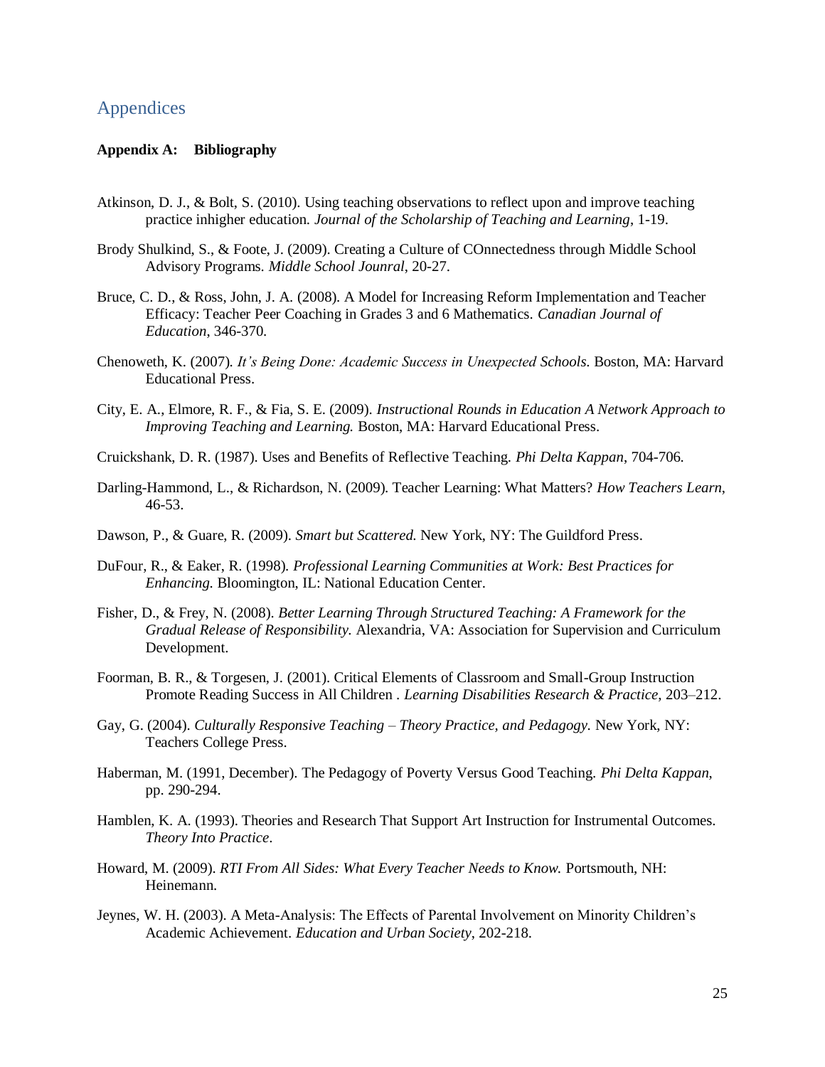## Appendices

**Appendix A: Bibliography**

Atkinson, D. J., & Bolt, S. (2010). Using teaching observations to reflect upon and improve teaching practice inhigher education. *Journal of the Scholarship of Teaching and Learning*, 1-19.

Brody Shulkind, S., & Foote, J. (2009). Creating a Culture of COnnectedness through Middle School Advisory Programs. *Middle School Jounral*, 20-27.

Bruce, C. D., & Ross, John, J. A. (2008). A Model for Increasing Reform Implementation and Teacher Efficacy: Teacher Peer Coaching in Grades 3 and 6 Mathematics. *Canadian Journal of Education*, 346-370.

Chenoweth, K. (2007). *It's Being Done: Academic Success in Unexpected Schools.* Boston, MA: Harvard Educational Press.

City, E. A., Elmore, R. F., & Fia, S. E. (2009). *Instructional Rounds in Education A Network Approach to Improving Teaching and Learning.* Boston, MA: Harvard Educational Press.

Cruickshank, D. R. (1987). Uses and Benefits of Reflective Teaching. *Phi Delta Kappan*, 704-706.

Darling-Hammond, L., & Richardson, N. (2009). Teacher Learning: What Matters? *How Teachers Learn*, 46-53.

Dawson, P., & Guare, R. (2009). *Smart but Scattered.* New York, NY: The Guildford Press.

DuFour, R., & Eaker, R. (1998). *Professional Learning Communities at Work: Best Practices for Enhancing.* Bloomington, IL: National Education Center.

Fisher, D., & Frey, N. (2008). *Better Learning Through Structured Teaching: A Framework for the Gradual Release of Responsibility.* Alexandria, VA: Association for Supervision and Curriculum Development.

Foorman, B. R., & Torgesen, J. (2001). Critical Elements of Classroom and Small-Group Instruction Promote Reading Success in All Children . *Learning Disabilities Research & Practice*, 203–212.

Gay, G. (2004). *Culturally Responsive Teaching – Theory Practice, and Pedagogy.* New York, NY: Teachers College Press.

Haberman, M. (1991, December). The Pedagogy of Poverty Versus Good Teaching. *Phi Delta Kappan*, pp. 290-294.

Hamblen, K. A. (1993). Theories and Research That Support Art Instruction for Instrumental Outcomes. *Theory Into Practice*.

Howard, M. (2009). *RTI From All Sides: What Every Teacher Needs to Know.* Portsmouth, NH: Heinemann.

Jeynes, W. H. (2003). A Meta-Analysis: The Effects of Parental Involvement on Minority Children's Academic Achievement. *Education and Urban Society*, 202-218.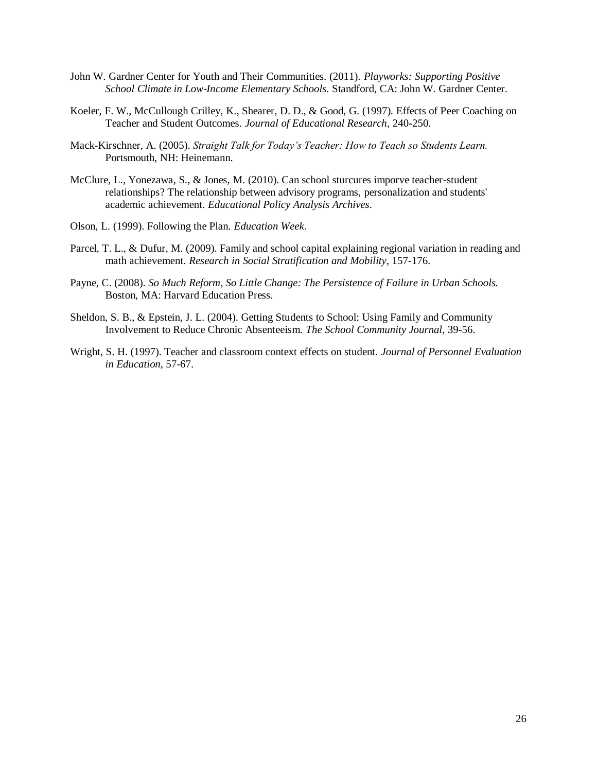John W. Gardner Center for Youth and Their Communities. (2011). *Playworks: Supporting Positive School Climate in Low-Income Elementary Schools.* Standford, CA: John W. Gardner Center.

Koeler, F. W., McCullough Crilley, K., Shearer, D. D., & Good, G. (1997). Effects of Peer Coaching on Teacher and Student Outcomes. *Journal of Educational Research*, 240-250.

Mack-Kirschner, A. (2005). *Straight Talk for Today's Teacher: How to Teach so Students Learn.* Portsmouth, NH: Heinemann.

McClure, L., Yonezawa, S., & Jones, M. (2010). Can school sturcures imporve teacher-student relationships? The relationship between advisory programs, personalization and students' academic achievement. *Educational Policy Analysis Archives*.

Olson, L. (1999). Following the Plan. *Education Week*.

Parcel, T. L., & Dufur, M. (2009). Family and school capital explaining regional variation in reading and math achievement. *Research in Social Stratification and Mobility*, 157-176.

Payne, C. (2008). *So Much Reform, So Little Change: The Persistence of Failure in Urban Schools.* Boston, MA: Harvard Education Press.

Sheldon, S. B., & Epstein, J. L. (2004). Getting Students to School: Using Family and Community Involvement to Reduce Chronic Absenteeism. *The School Community Journal*, 39-56.

Wright, S. H. (1997). Teacher and classroom context effects on student. *Journal of Personnel Evaluation in Education*, 57-67.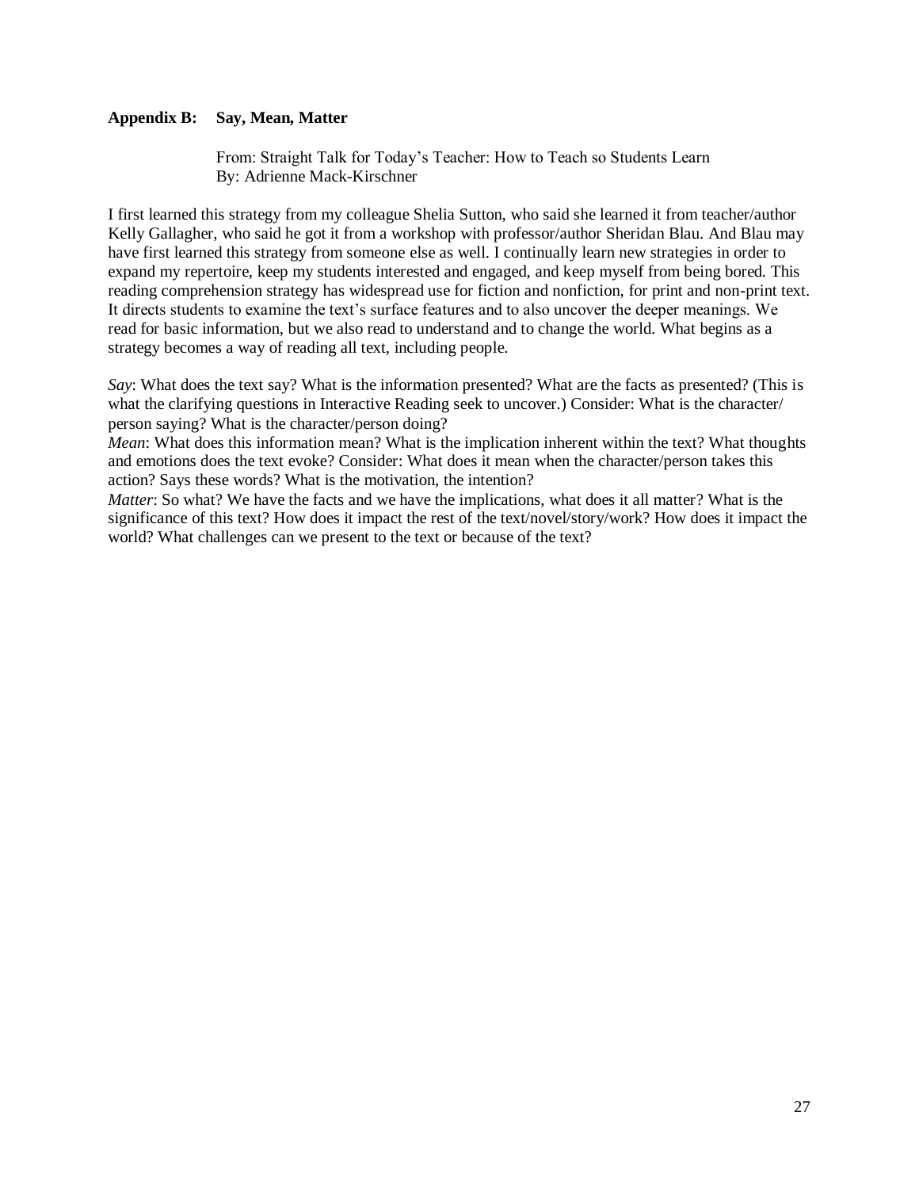## Appendix B: Say, Mean, Matter

From: Straight Talk for Today's Teacher: How to Teach so Students Learn
By: Adrienne Mack-Kirschner

I first learned this strategy from my colleague Shelia Sutton, who said she learned it from teacher/author Kelly Gallagher, who said he got it from a workshop with professor/author Sheridan Blau. And Blau may have first learned this strategy from someone else as well. I continually learn new strategies in order to expand my repertoire, keep my students interested and engaged, and keep myself from being bored. This reading comprehension strategy has widespread use for fiction and nonfiction, for print and non-print text. It directs students to examine the text's surface features and to also uncover the deeper meanings. We read for basic information, but we also read to understand and to change the world. What begins as a strategy becomes a way of reading all text, including people.

*Say*: What does the text say? What is the information presented? What are the facts as presented? (This is what the clarifying questions in Interactive Reading seek to uncover.) Consider: What is the character/person saying? What is the character/person doing?
*Mean*: What does this information mean? What is the implication inherent within the text? What thoughts and emotions does the text evoke? Consider: What does it mean when the character/person takes this action? Says these words? What is the motivation, the intention?
*Matter*: So what? We have the facts and we have the implications, what does it all matter? What is the significance of this text? How does it impact the rest of the text/novel/story/work? How does it impact the world? What challenges can we present to the text or because of the text?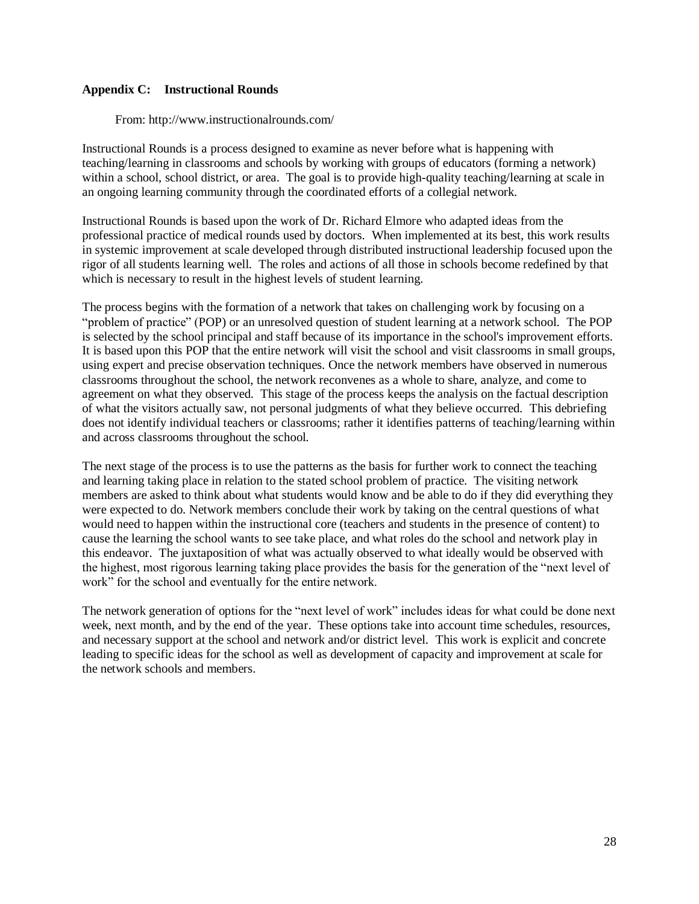## Appendix C: Instructional Rounds

From: http://www.instructionalrounds.com/

Instructional Rounds is a process designed to examine as never before what is happening with teaching/learning in classrooms and schools by working with groups of educators (forming a network) within a school, school district, or area. The goal is to provide high-quality teaching/learning at scale in an ongoing learning community through the coordinated efforts of a collegial network.

Instructional Rounds is based upon the work of Dr. Richard Elmore who adapted ideas from the professional practice of medical rounds used by doctors. When implemented at its best, this work results in systemic improvement at scale developed through distributed instructional leadership focused upon the rigor of all students learning well. The roles and actions of all those in schools become redefined by that which is necessary to result in the highest levels of student learning.

The process begins with the formation of a network that takes on challenging work by focusing on a "problem of practice" (POP) or an unresolved question of student learning at a network school. The POP is selected by the school principal and staff because of its importance in the school's improvement efforts. It is based upon this POP that the entire network will visit the school and visit classrooms in small groups, using expert and precise observation techniques. Once the network members have observed in numerous classrooms throughout the school, the network reconvenes as a whole to share, analyze, and come to agreement on what they observed. This stage of the process keeps the analysis on the factual description of what the visitors actually saw, not personal judgments of what they believe occurred. This debriefing does not identify individual teachers or classrooms; rather it identifies patterns of teaching/learning within and across classrooms throughout the school.

The next stage of the process is to use the patterns as the basis for further work to connect the teaching and learning taking place in relation to the stated school problem of practice. The visiting network members are asked to think about what students would know and be able to do if they did everything they were expected to do. Network members conclude their work by taking on the central questions of what would need to happen within the instructional core (teachers and students in the presence of content) to cause the learning the school wants to see take place, and what roles do the school and network play in this endeavor. The juxtaposition of what was actually observed to what ideally would be observed with the highest, most rigorous learning taking place provides the basis for the generation of the "next level of work" for the school and eventually for the entire network.

The network generation of options for the "next level of work" includes ideas for what could be done next week, next month, and by the end of the year. These options take into account time schedules, resources, and necessary support at the school and network and/or district level. This work is explicit and concrete leading to specific ideas for the school as well as development of capacity and improvement at scale for the network schools and members.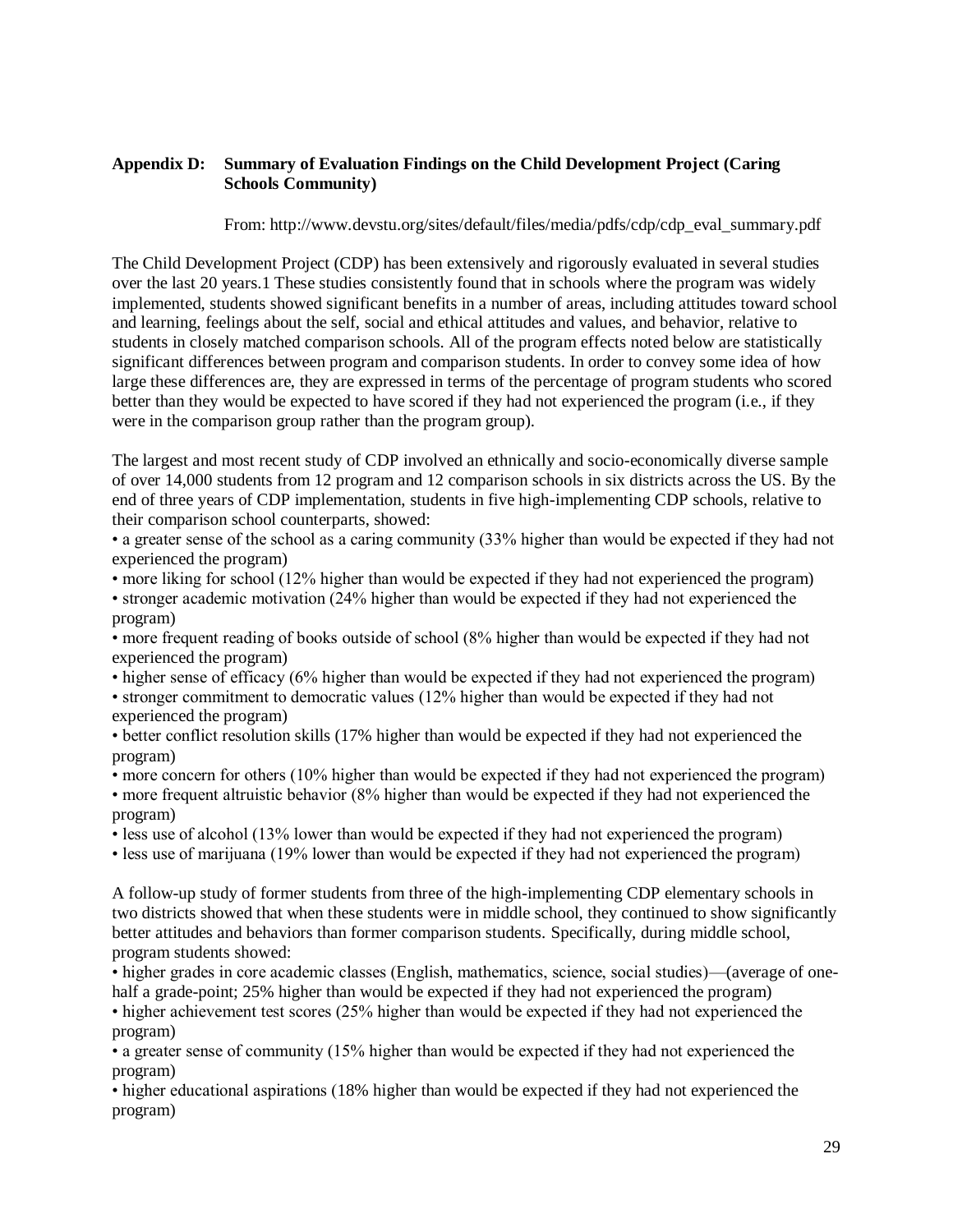**Appendix D: Summary of Evaluation Findings on the Child Development Project (Caring Schools Community)**

From: http://www.devstu.org/sites/default/files/media/pdfs/cdp/cdp_eval_summary.pdf

The Child Development Project (CDP) has been extensively and rigorously evaluated in several studies over the last 20 years.1 These studies consistently found that in schools where the program was widely implemented, students showed significant benefits in a number of areas, including attitudes toward school and learning, feelings about the self, social and ethical attitudes and values, and behavior, relative to students in closely matched comparison schools. All of the program effects noted below are statistically significant differences between program and comparison students. In order to convey some idea of how large these differences are, they are expressed in terms of the percentage of program students who scored better than they would be expected to have scored if they had not experienced the program (i.e., if they were in the comparison group rather than the program group).

The largest and most recent study of CDP involved an ethnically and socio-economically diverse sample of over 14,000 students from 12 program and 12 comparison schools in six districts across the US. By the end of three years of CDP implementation, students in five high-implementing CDP schools, relative to their comparison school counterparts, showed:

- a greater sense of the school as a caring community (33% higher than would be expected if they had not experienced the program)
- more liking for school (12% higher than would be expected if they had not experienced the program)
- stronger academic motivation (24% higher than would be expected if they had not experienced the program)
- more frequent reading of books outside of school (8% higher than would be expected if they had not experienced the program)
- higher sense of efficacy (6% higher than would be expected if they had not experienced the program)
- stronger commitment to democratic values (12% higher than would be expected if they had not experienced the program)
- better conflict resolution skills (17% higher than would be expected if they had not experienced the program)
- more concern for others (10% higher than would be expected if they had not experienced the program)
- more frequent altruistic behavior (8% higher than would be expected if they had not experienced the program)
- less use of alcohol (13% lower than would be expected if they had not experienced the program)
- less use of marijuana (19% lower than would be expected if they had not experienced the program)

A follow-up study of former students from three of the high-implementing CDP elementary schools in two districts showed that when these students were in middle school, they continued to show significantly better attitudes and behaviors than former comparison students. Specifically, during middle school, program students showed:

- higher grades in core academic classes (English, mathematics, science, social studies)—(average of one-half a grade-point; 25% higher than would be expected if they had not experienced the program)
- higher achievement test scores (25% higher than would be expected if they had not experienced the program)
- a greater sense of community (15% higher than would be expected if they had not experienced the program)
- higher educational aspirations (18% higher than would be expected if they had not experienced the program)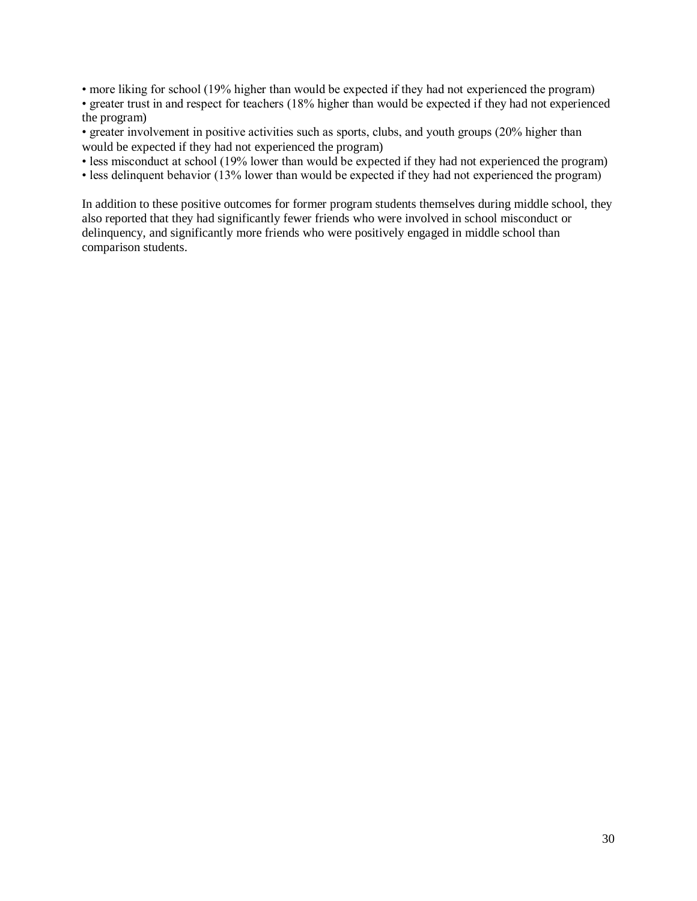- more liking for school (19% higher than would be expected if they had not experienced the program)
- greater trust in and respect for teachers (18% higher than would be expected if they had not experienced the program)
- greater involvement in positive activities such as sports, clubs, and youth groups (20% higher than would be expected if they had not experienced the program)
- less misconduct at school (19% lower than would be expected if they had not experienced the program)
- less delinquent behavior (13% lower than would be expected if they had not experienced the program)

In addition to these positive outcomes for former program students themselves during middle school, they also reported that they had significantly fewer friends who were involved in school misconduct or delinquency, and significantly more friends who were positively engaged in middle school than comparison students.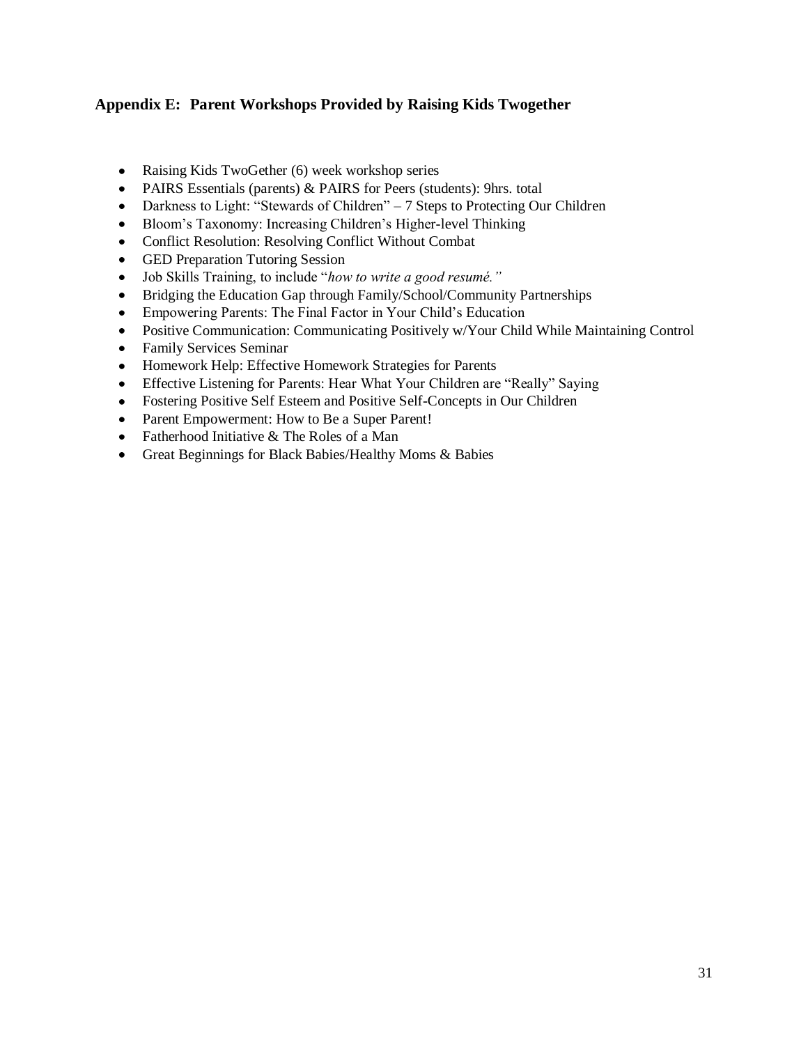### **Appendix E: Parent Workshops Provided by Raising Kids Twogether**

- Raising Kids TwoGether (6) week workshop series
- PAIRS Essentials (parents) & PAIRS for Peers (students): 9hrs. total
- Darkness to Light: "Stewards of Children" – 7 Steps to Protecting Our Children
- Bloom's Taxonomy: Increasing Children's Higher-level Thinking
- Conflict Resolution: Resolving Conflict Without Combat
- GED Preparation Tutoring Session
- Job Skills Training, to include "*how to write a good resumé."*
- Bridging the Education Gap through Family/School/Community Partnerships
- Empowering Parents: The Final Factor in Your Child's Education
- Positive Communication: Communicating Positively w/Your Child While Maintaining Control
- Family Services Seminar
- Homework Help: Effective Homework Strategies for Parents
- Effective Listening for Parents: Hear What Your Children are "Really" Saying
- Fostering Positive Self Esteem and Positive Self-Concepts in Our Children
- Parent Empowerment: How to Be a Super Parent!
- Fatherhood Initiative & The Roles of a Man
- Great Beginnings for Black Babies/Healthy Moms & Babies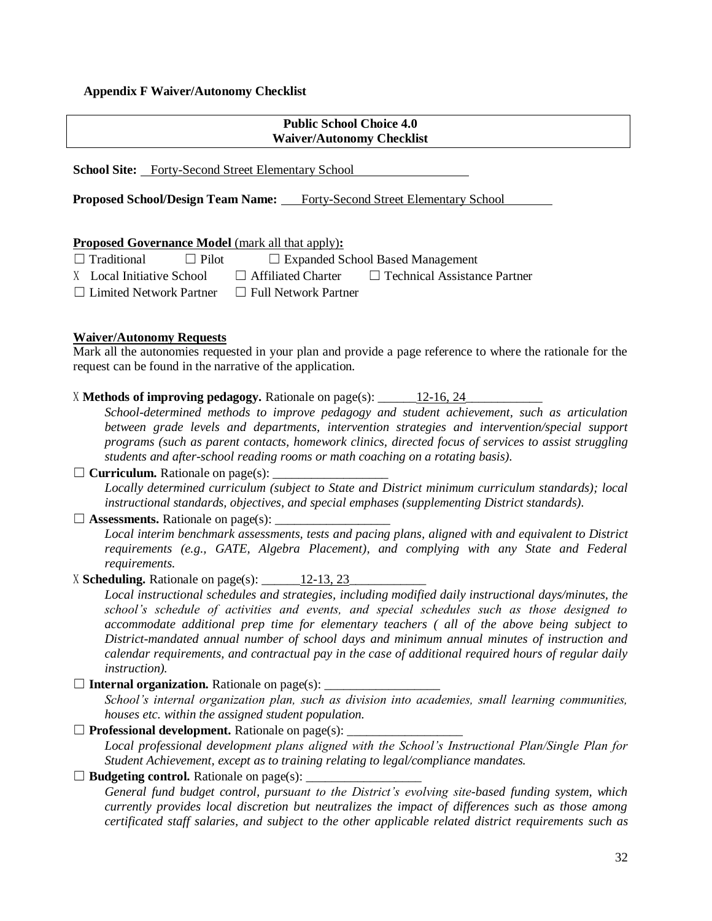**Appendix F Waiver/Autonomy Checklist**

| **Public School Choice 4.0** **Waiver/Autonomy Checklist** |
|---|

**School Site:** Forty-Second Street Elementary School

**Proposed School/Design Team Name:** Forty-Second Street Elementary School

**Proposed Governance Model** (mark all that apply)**:**

☐ Traditional ☐ Pilot ☐ Expanded School Based Management

X Local Initiative School ☐ Affiliated Charter ☐ Technical Assistance Partner

☐ Limited Network Partner ☐ Full Network Partner

**Waiver/Autonomy Requests**

Mark all the autonomies requested in your plan and provide a page reference to where the rationale for the request can be found in the narrative of the application.

X **Methods of improving pedagogy.** Rationale on page(s): 12-16, 24

*School-determined methods to improve pedagogy and student achievement, such as articulation between grade levels and departments, intervention strategies and intervention/special support programs (such as parent contacts, homework clinics, directed focus of services to assist struggling students and after-school reading rooms or math coaching on a rotating basis).*

☐ **Curriculum.** Rationale on page(s): __________________

*Locally determined curriculum (subject to State and District minimum curriculum standards); local instructional standards, objectives, and special emphases (supplementing District standards).*

☐ **Assessments.** Rationale on page(s): __________________

*Local interim benchmark assessments, tests and pacing plans, aligned with and equivalent to District requirements (e.g., GATE, Algebra Placement), and complying with any State and Federal requirements.*

X **Scheduling.** Rationale on page(s): 12-13, 23

*Local instructional schedules and strategies, including modified daily instructional days/minutes, the school's schedule of activities and events, and special schedules such as those designed to accommodate additional prep time for elementary teachers ( all of the above being subject to District-mandated annual number of school days and minimum annual minutes of instruction and calendar requirements, and contractual pay in the case of additional required hours of regular daily instruction).*

☐ **Internal organization.** Rationale on page(s): __________________

*School's internal organization plan, such as division into academies, small learning communities, houses etc. within the assigned student population.*

☐ **Professional development.** Rationale on page(s): __________________

*Local professional development plans aligned with the School's Instructional Plan/Single Plan for Student Achievement, except as to training relating to legal/compliance mandates.*

☐ **Budgeting control.** Rationale on page(s): __________________

*General fund budget control, pursuant to the District's evolving site-based funding system, which currently provides local discretion but neutralizes the impact of differences such as those among certificated staff salaries, and subject to the other applicable related district requirements such as*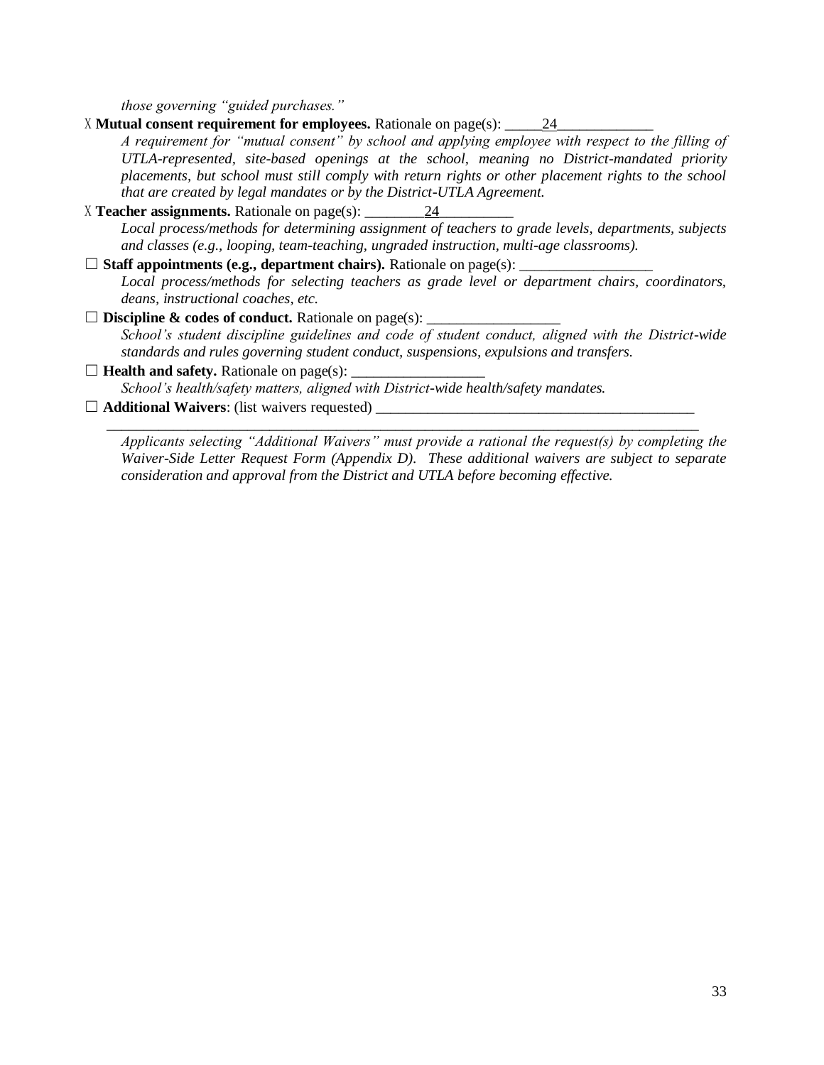*those governing "guided purchases."*

X **Mutual consent requirement for employees.** Rationale on page(s): _____24_____________

*A requirement for "mutual consent" by school and applying employee with respect to the filling of UTLA-represented, site-based openings at the school, meaning no District-mandated priority placements, but school must still comply with return rights or other placement rights to the school that are created by legal mandates or by the District-UTLA Agreement.*

X **Teacher assignments.** Rationale on page(s): ________24__________

*Local process/methods for determining assignment of teachers to grade levels, departments, subjects and classes (e.g., looping, team-teaching, ungraded instruction, multi-age classrooms).*

☐ **Staff appointments (e.g., department chairs).** Rationale on page(s): __________________

*Local process/methods for selecting teachers as grade level or department chairs, coordinators, deans, instructional coaches, etc.*

☐ **Discipline & codes of conduct.** Rationale on page(s): __________________

*School's student discipline guidelines and code of student conduct, aligned with the District-wide standards and rules governing student conduct, suspensions, expulsions and transfers.*

☐ **Health and safety.** Rationale on page(s): __________________

*School's health/safety matters, aligned with District-wide health/safety mandates.*

☐ **Additional Waivers**: (list waivers requested) ____________________________________________

_____________________________________________________________________________________

*Applicants selecting "Additional Waivers" must provide a rational the request(s) by completing the Waiver-Side Letter Request Form (Appendix D). These additional waivers are subject to separate consideration and approval from the District and UTLA before becoming effective.*